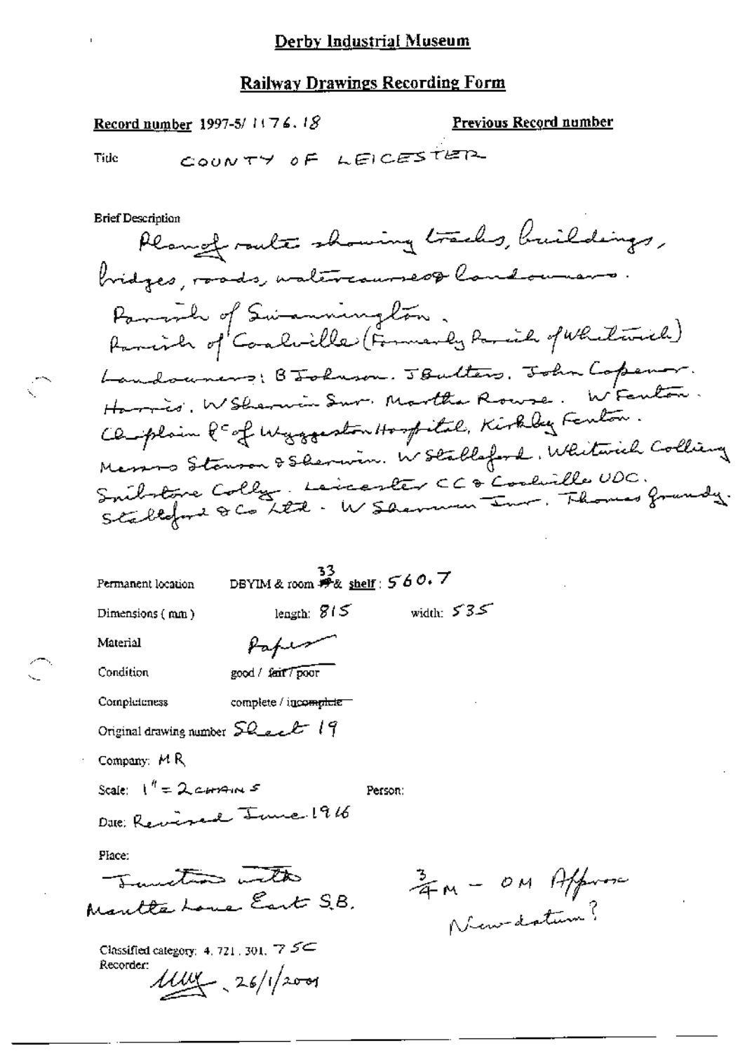# Derby Industrial Museum

## Railway Drawings Recording Form

**Record number** 1997-5/ 1176.18

**Previous Record number**

Title COUNTY OF LEICESTER

**Brief Description**

Plan of route showing tracks, buildings, bridges, roads, watercourses & landowners.

Parish of Swannington.

Parish of Coalville (Formerly Parish of Whitwick)

Landowners: B Johnson. J Butters. John Copenor. Harris. W Sherwin Snr. Martha Rowse. W Fenton. Chaplain &c of Wyggeston Hospital. Kirkby Fenton. Messrs Stenson & Sherwin. W Stableford. Whitwick Colliery. Snibstone Colly. Leicester CC & Coalville UDC. Stableford & Co Ltd. W Sherwin Jnr. Thomas Grundy.

Permanent location DBYIM & room 33 & shelf: 560.7

Dimensions (mm) length: 815 width: 535

Material Paper

Condition good / ~~fair / poor~~

Completeness complete / ~~incomplete~~

Original drawing number Sheet 19

Company: MR

Scale: 1" = 2 CHAINS

Person:

Date: Revised June 1916

Place:

Junction with Mantle Lane East S.B.

¾ M – 0 M Approx New datum?

Classified category: 4. 721. 301. 7 5C

Recorder: MW 26/1/2001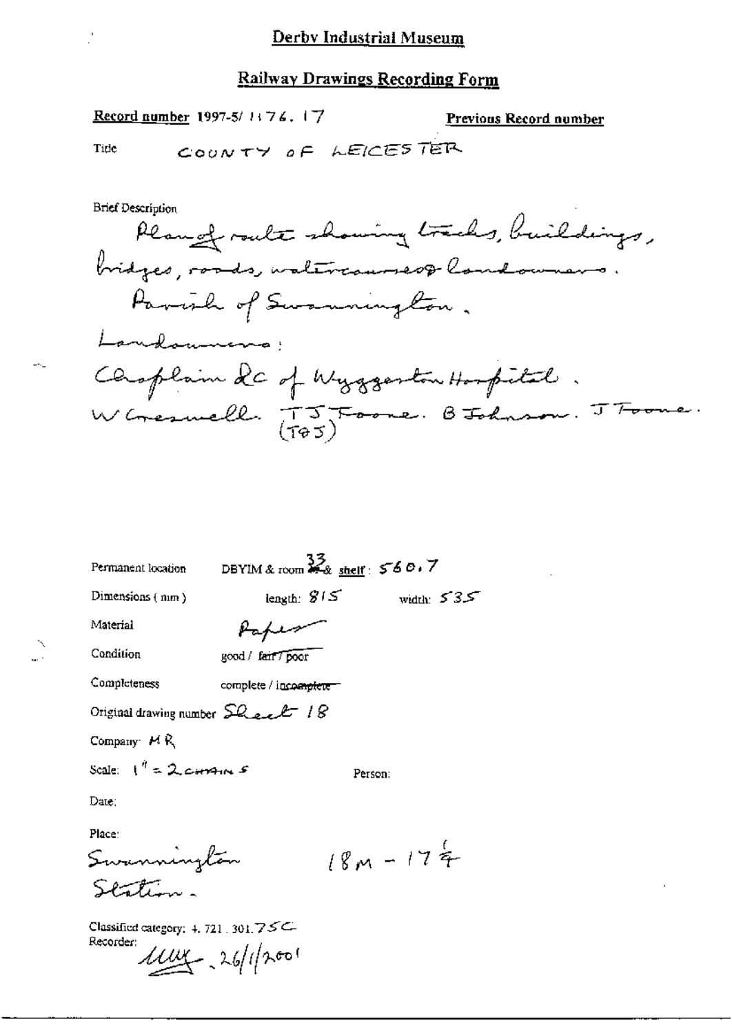# Derby Industrial Museum

## Railway Drawings Recording Form

**Record number** 1997-5/ 1176. 17

**Previous Record number**

Title COUNTY OF LEICESTER

Brief Description

Plan of route showing tracks, buildings, bridges, roads, watercourses & landowners.
Parish of Swannington.
Landowners:
Chaplain &c of Wyggeston Hospital.
W Cresswell. TJ Foone. B Johnson. J Foone.
(T & J)

Permanent location DBYIM & room 33 & shelf: 560.7

Dimensions (mm) length: 815 width: 535

Material Paper

Condition good / ~~fair / poor~~

Completeness complete / ~~incomplete~~

Original drawing number Sheet 18

Company: MR

Scale: 1" = 2 chains

Person:

Date:

Place:
Swannington Station. 18M - 17¼

Classified category: 4. 721. 301. 75C

Recorder: [signature] 26/1/2001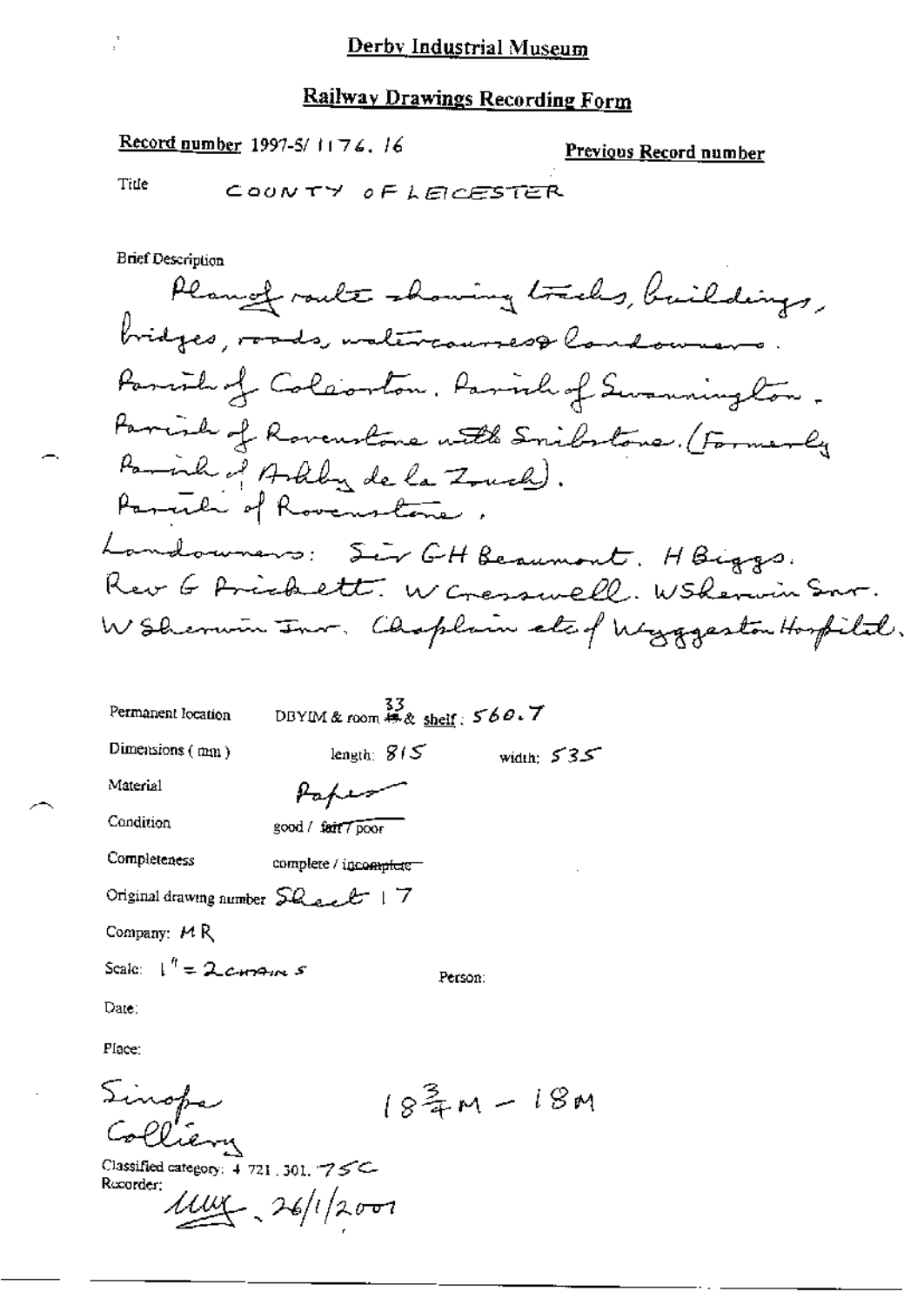## Derby Industrial Museum

## Railway Drawings Recording Form

**Record number** 1997-5/ 1176. 16

**Previous Record number**

Title COUNTY OF LEICESTER

Brief Description

Plan of route showing tracks, buildings, bridges, roads, watercourses & landowners. Parish of Coleorton. Parish of Swannington. Parish of Ravenstone with Snibstone. (Formerly Parish of Ashby de la Zouch). Parish of Ravenstone.

Landowners: Sir G H Beaumont. H Biggs. Rev G Prickett. W Cresswell. W Sherwin Snr. W Sherwin Jnr. Chaplain etc of Wyggeston Hospital.

Permanent location DBYIM & room 33 & shelf: 560.7

Dimensions (mm) length: 815 width: 535

Material Paper

Condition good / ~~fair / poor~~

Completeness complete / ~~incomplete~~

Original drawing number Sheet 17

Company: M R

Scale: 1" = 2 chains

Person:

Date:

Place:

Sinope Colliery $18\frac{3}{4}$M – 18M

Classified category: 4 721.301. 75C

Recorder: [signature] 26/1/2001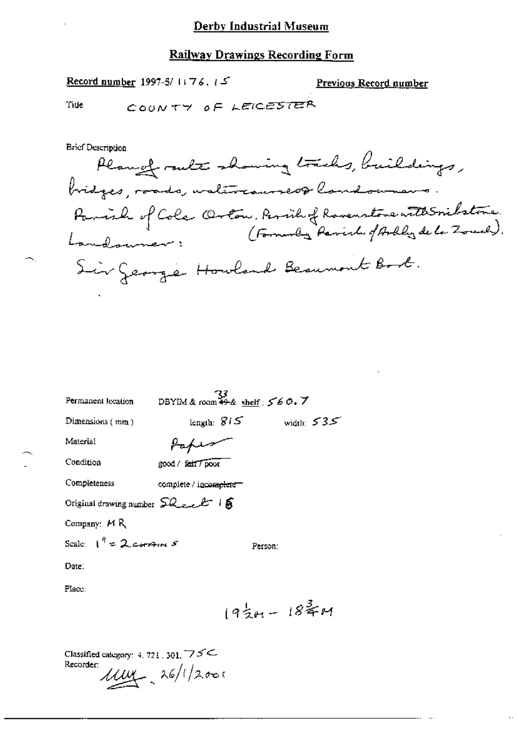# Derby Industrial Museum

## Railway Drawings Recording Form

**Record number** 1997-5/ 1176. 15

**Previous Record number**

Title COUNTY OF LEICESTER

Brief Description

Plan of route showing tracks, buildings, bridges, roads, watercourses & landowners.
Parish of Cole Orton, Parish of Ravenstone with Snibstone. (Formerly Parish of Ashby de la Zouch).
Landowner:
Sir George Howland Beaumont Bart.

Permanent location DBYIM & room ~~49~~ 33 & shelf: 560.7

Dimensions (mm) length: 815 width: 535

Material Paper

Condition good / ~~fair / poor~~

Completeness complete / ~~incomplete~~

Original drawing number Sheet 16

Company: MR

Scale: 1" = 2 chains

Person:

Date:

Place:

$19\frac{1}{2}$M – $18\frac{3}{4}$M

Classified category: 4. 721. 301. 75C

Recorder: [signature] 26/1/2001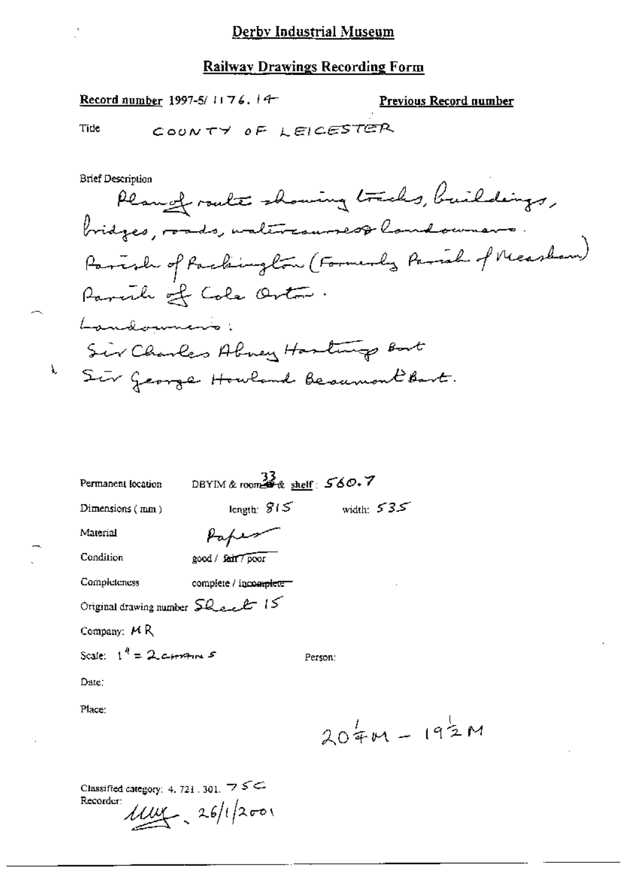# Derby Industrial Museum

## Railway Drawings Recording Form

**Record number** 1997-5/ 1176. 14

**Previous Record number**

Title COUNTY OF LEICESTER

Brief Description

Plan of route showing tracks, buildings, bridges, roads, watercourses & landowners.
Parish of Packington (Formerly Parish of Measham)
Parish of Cole Orton.
Landowners:
Sir Charles Abney Hastings Bart
Sir George Howland Beaumont Bart.

Permanent location DBYIM & room 33 & shelf: 560.7

Dimensions (mm) length: 815 width: 535

Material Paper

Condition good / fair / poor

Completeness complete / incomplete

Original drawing number Sheet 15

Company: MR

Scale: 1" = 2 chains

Person:

Date:

Place:

$20\frac{1}{4}$M – $19\frac{1}{2}$M

Classified category: 4. 721. 301. 75C

Recorder: [signature] 26/1/2001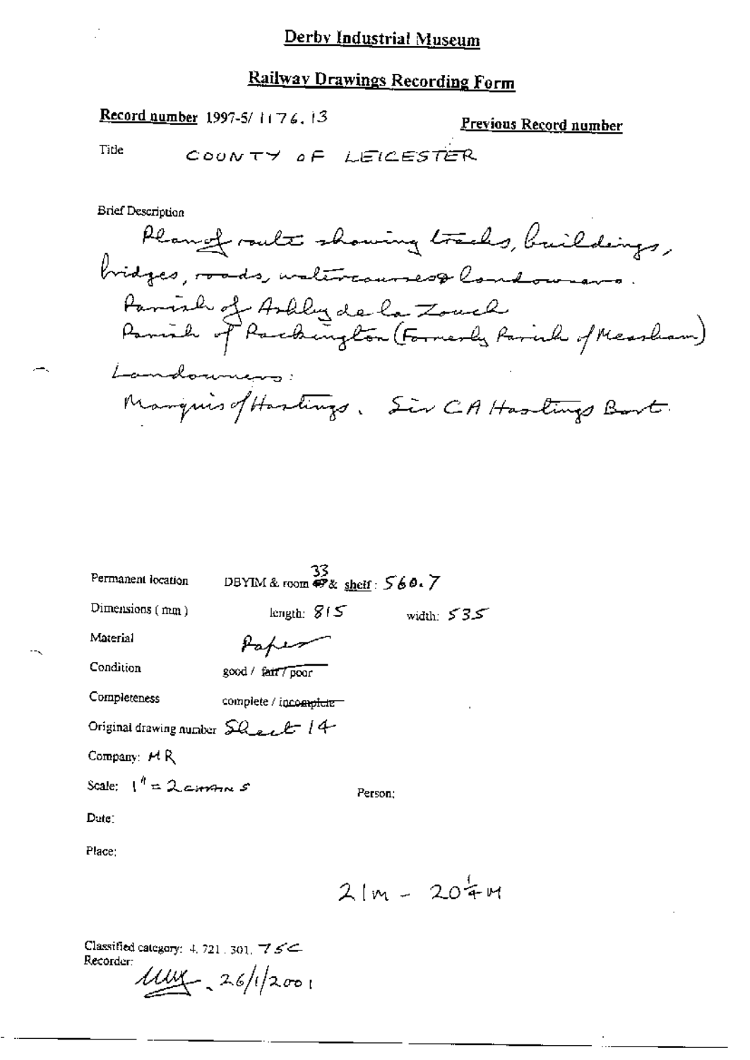# Derby Industrial Museum

## Railway Drawings Recording Form

**Record number** 1997-5/1176.13

**Previous Record number**

Title COUNTY OF LEICESTER

Brief Description

Plan of route showing tracks, buildings, bridges, roads, watercourses & landowners.
Parish of Ashby de la Zouch
Parish of Packington (Formerly Parish of Measham)
Landowners:
Marquis of Hastings. Sir CA Hastings Bart.

Permanent location DBYIM & room 33 & shelf: 560.7

Dimensions (mm) length: 815 width: 535

Material Paper

Condition good / ~~fair~~ / poor

Completeness complete / ~~incomplete~~

Original drawing number Sheet 14

Company: MR

Scale: 1" = 2 chains

Person:

Date:

Place:

21M - 20¼M

Classified category: 4.721.301. 75C

Recorder: MW 26/1/2001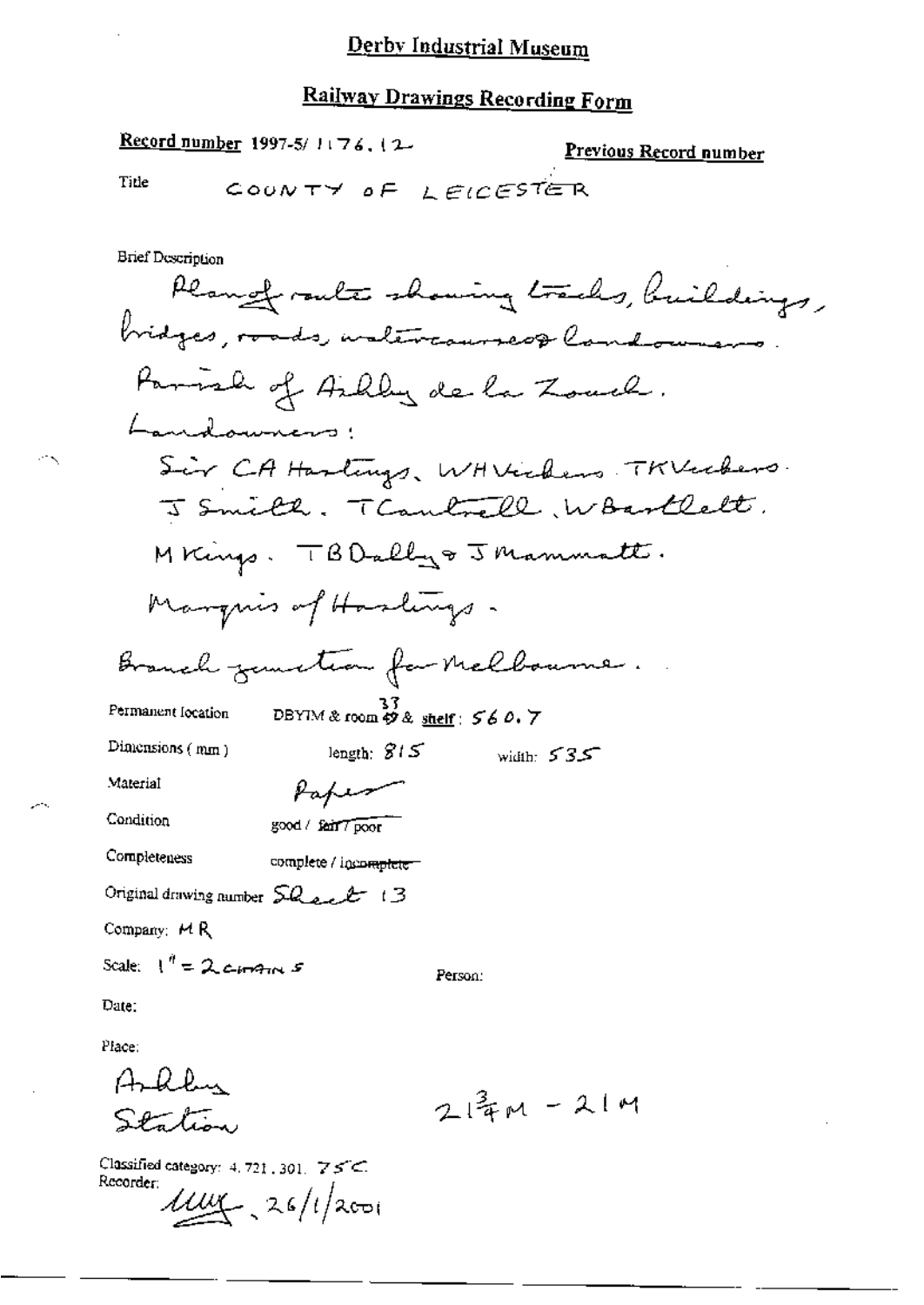# Derby Industrial Museum

## Railway Drawings Recording Form

**Record number** 1997-5/ 1176.12

**Previous Record number**

Title COUNTY OF LEICESTER

Brief Description

Plan of route showing tracks, buildings, bridges, roads, watercourses & landowners.

Parish of Ashby de la Zouch.

Landowners:

Sir CA Hastings. WH Vickers. TK Vickers. J Smith. T Cantrell. W Bartlett. M Kings. TB Dalby & J Mammatt.

Marquis of Hastings.

Branch junction for Melbourne.

Permanent location DBYIM & room ~~49~~ 37 & shelf: 560.7

Dimensions (mm) length: 815 width: 535

Material Paper

Condition good / ~~fair~~ / poor

Completeness complete / ~~incomplete~~

Original drawing number Sheet 13

Company: MR

Scale: 1" = 2 chains

Person:

Date:

Place:

Ashby Station

$21\frac{3}{4}$M - 21M

Classified category: 4.721.301. 75C

Recorder: [signature] 26/1/2001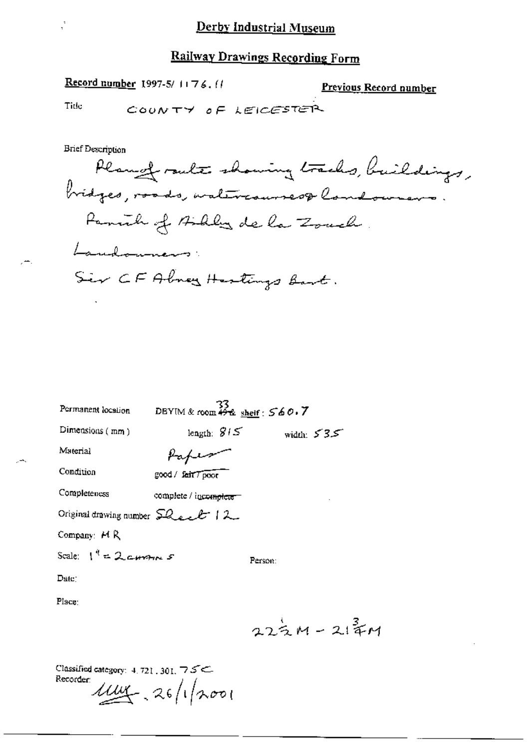# Derby Industrial Museum

## Railway Drawings Recording Form

**Record number** 1997-5/ 1176.11

**Previous Record number**

Title COUNTY OF LEICESTER

Brief Description

Plan of route showing tracks, buildings, bridges, roads, watercourses & landowners.

Parish of Ashby de la Zouch

Landowners:

Sir C F Abney Hastings Bart.

Permanent location DBYIM & room 33 shelf: 560.7

Dimensions (mm) length: 815 width: 535

Material Paper

Condition good / ~~fair / poor~~

Completeness complete / ~~incomplete~~

Original drawing number Sheet 12

Company: M R

Scale: 1" = 2 chains

Person:

Date:

Place:

22½M - 21¾M

Classified category: 4.721.301. 75C

Recorder: [initials] 26/1/2001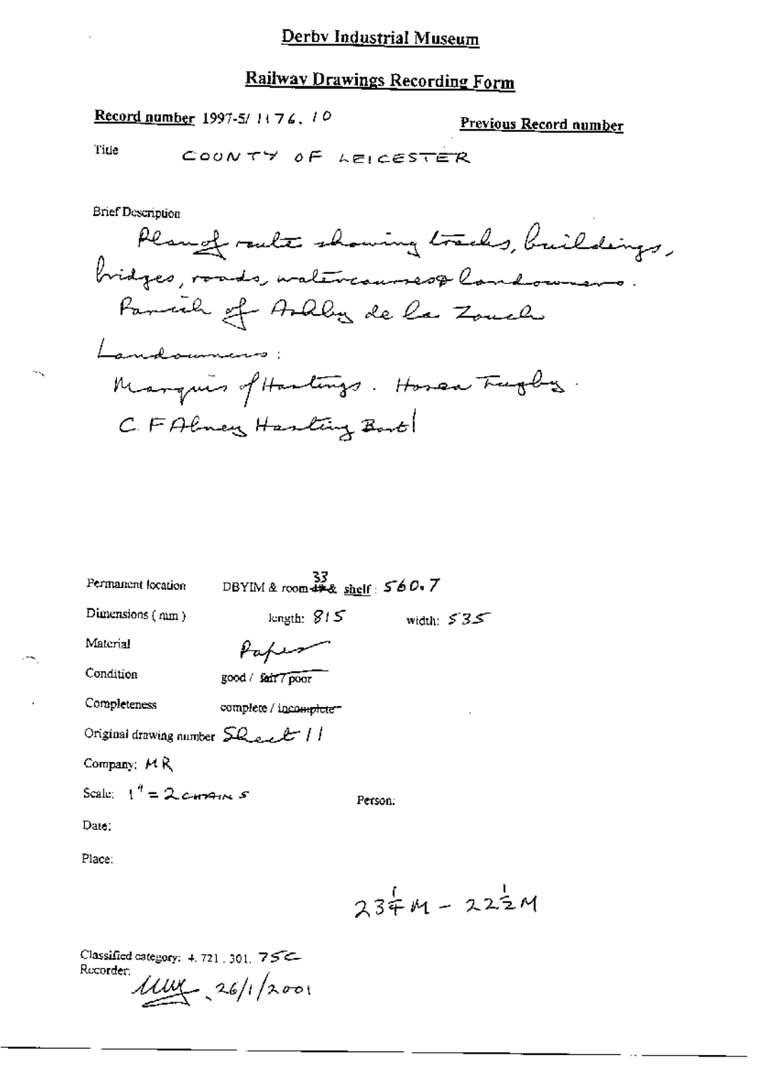# Derby Industrial Museum

## Railway Drawings Recording Form

**Record number** 1997-5/ 1176. 10

**Previous Record number**

Title COUNTY OF LEICESTER

Brief Description

Plan of route showing tracks, buildings, bridges, roads, watercourses & landowners.
Parish of Ashby de la Zouch

Landowners:
Marquis of Hastings. Horace Tugby.
C F Abney Hastings Bart

Permanent location DBYIM & room ~~49~~ 33 & shelf: 560.7

Dimensions (mm) length: 815 width: 535

Material Paper

Condition good / ~~fair~~ / poor

Completeness complete / ~~incomplete~~

Original drawing number Sheet 11

Company: M R

Scale: 1" = 2 CHAINS

Person:

Date:

Place:

$23\frac{1}{4}$ M − $22\frac{1}{2}$ M

Classified category: 4. 721. 301. 75C

Recorder: MW 26/1/2001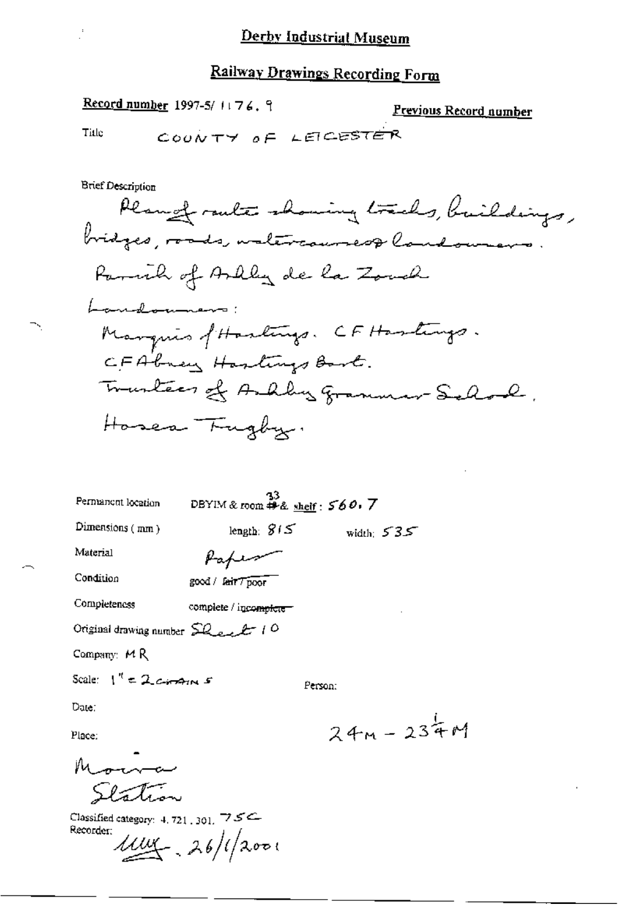# Derby Industrial Museum

## Railway Drawings Recording Form

**Record number** 1997-5/ 1176. 9

**Previous Record number**

Title COUNTY OF LEICESTER

Brief Description

Plan of route showing tracks, buildings, bridges, roads, watercourses & landowners.

Parish of Ashby de la Zouch

Landowners:

Marquis of Hastings. C F Hastings.

C F Abney Hastings Bart.

Trustees of Ashby Grammar School.

Hosea Fugby.

Permanent location DBYIM & room 33 & shelf: 560. 7

Dimensions (mm) length: 815 width: 535

Material Paper

Condition good / ~~fair / poor~~

Completeness complete / ~~incomplete~~

Original drawing number Sheet 10

Company: M R

Scale: 1" = 2 CHAINS

Person:

Date:

Place: $24M - 23\frac{1}{4}M$

Moira Station

Classified category: 4. 721. 301. 75C

Recorder: [signature] 26/1/2001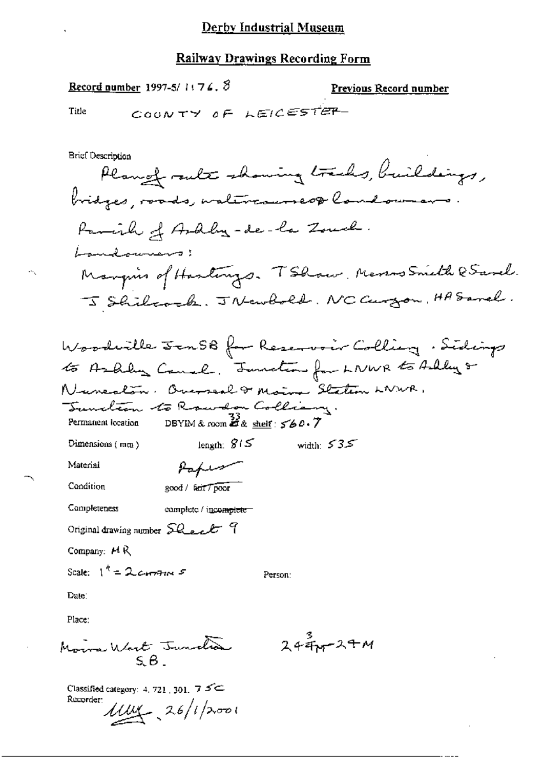Derby Industrial Museum

**Railway Drawings Recording Form**

Record number 1997-5/ 1176.8

Previous Record number

Title COUNTY OF LEICESTER

Brief Description

Plan of route showing tracks, buildings, bridges, roads, watercourses & landowners.
Parish of Ashby-de-la Zouch.
Landowners:
Marquis of Hastings. T Shaw. Messrs Smith & Sarel. J Shilcock. J Newbold. NC Curzon. HA Sarel.

Woodville Jcn SB for Reservoir Colliery. Sidings to Ashby Canal. Junction for LNWR to Ashby & Nuneaton. Overseal & Moira Station LNWR. Junction to Rawdon Colliery.

Permanent location DBYIM & room 33 & shelf: 560.7

Dimensions (mm) length: 815 width: 535

Material Paper

Condition good / ~~fair / poor~~

Completeness complete / ~~incomplete~~

Original drawing number Sheet 9

Company: MR

Scale: 1" = 2 chains

Person:

Date:

Place:

Moira West Junction S.B.

24¾m-24M

Classified category: 4. 721. 301. 75C

Recorder: [signature] 26/1/2001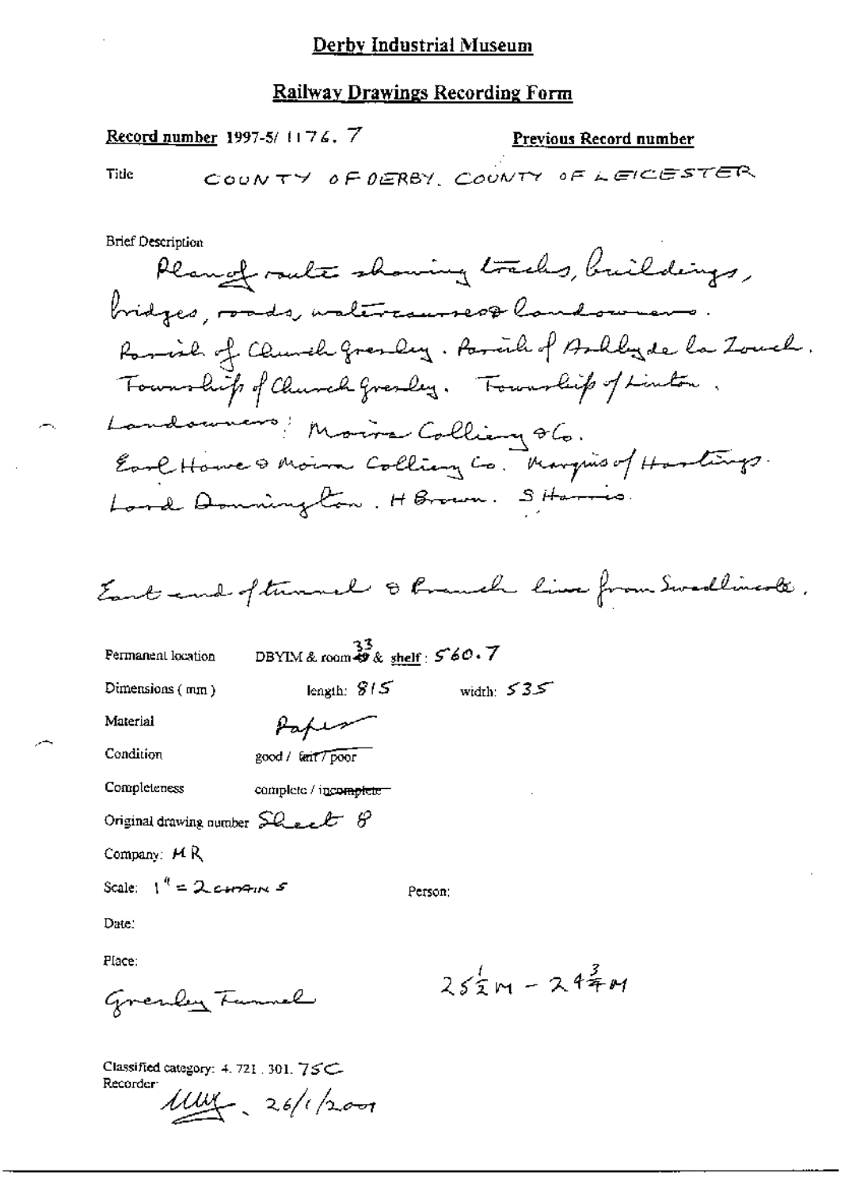# Derby Industrial Museum

## Railway Drawings Recording Form

**Record number** 1997-5/ 1176. 7

**Previous Record number**

Title COUNTY OF DERBY. COUNTY OF LEICESTER

Brief Description

Plan of route showing tracks, buildings, bridges, roads, watercourses & landowners.
Parish of Church Gresley. Parish of Ashby de la Zouch.
Township of Church Gresley. Township of Linton.
Landowners: Moira Colliery & Co.
Earl Howe & Moira Colliery Co. Marquis of Hastings.
Lord Donington. H Brown. S Harris.

East end of tunnel & branch line from Swadlincote.

Permanent location DBYIM & room 33 & shelf: 560.7

Dimensions (mm) length: 815 width: 535

Material Paper

Condition good / ~~fair / poor~~

Completeness complete / ~~incomplete~~

Original drawing number Sheet 8

Company: MR

Scale: 1" = 2 CHAINS

Person:

Date:

Place:

Gresley Tunnel

$25\frac{1}{2}M - 24\frac{3}{4}M$

Classified category: 4. 721. 301. 75C

Recorder: [signature] 26/1/2001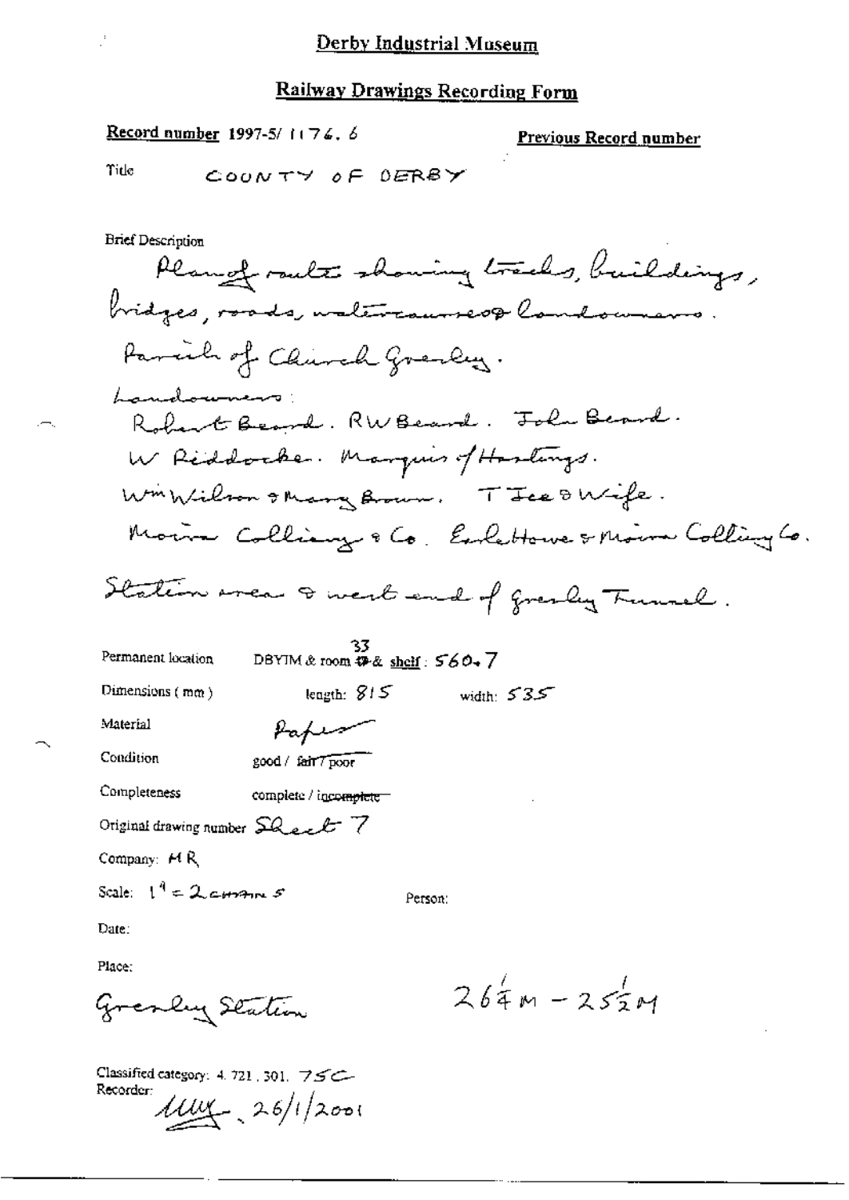Derby Industrial Museum

## Railway Drawings Recording Form

**Record number** 1997-5/ 1174. 6

**Previous Record number**

Title COUNTY OF DERBY

Brief Description

Plan of route showing tracks, buildings, bridges, roads, watercourses & landowners.

Parish of Church Gresley.

Landowners:

Robert Beard. RW Beard. John Beard.

W Riddocke. Marquis of Hastings.

Wm Wilson & Mary Brown. T Ice & Wife.

Moira Colliery & Co. Earl Howe & Moira Colliery Co.

Station area & west end of Gresley Tunnel.

Permanent location DBYIM & room 33 & shelf: 560.7

Dimensions (mm) length: 815 width: 535

Material Paper

Condition good / ~~fair / poor~~

Completeness complete / ~~incomplete~~

Original drawing number Sheet 7

Company: MR

Scale: $1'' = 2$ chains

Person:

Date:

Place:

Gresley Station

$26\frac{1}{4}M - 25\frac{1}{2}M$

Classified category: 4. 721. 301. 75C

Recorder: 26/1/2001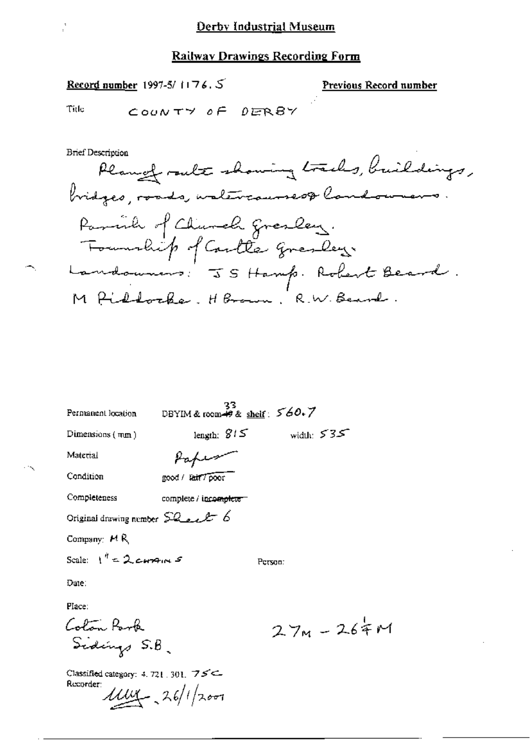Derby Industrial Museum

## Railway Drawings Recording Form

**Record number** 1997-5/ 1176.5

**Previous Record number**

Title COUNTY OF DERBY

Brief Description

Plan of route showing tracks, buildings, bridges, roads, watercourses & landowners.
Parish of Church Gresley.
Township of Castle Gresley.
Landowners: J S Hamp. Robert Beard.
M Piddocke. H Brown. R.W. Beard.

Permanent location DBYIM & room 33 & shelf: 560.7

Dimensions (mm) length: 815 width: 535

Material Paper

Condition good / ~~fair / poor~~

Completeness complete / ~~incomplete~~

Original drawing number Sheet 6

Company: MR

Scale: 1" = 2 chains

Person:

Date:

Place:

Coton Park
Sidings S.B.

27M – 26¾M

Classified category: 4. 721. 301. 75C

Recorder: 26/1/2001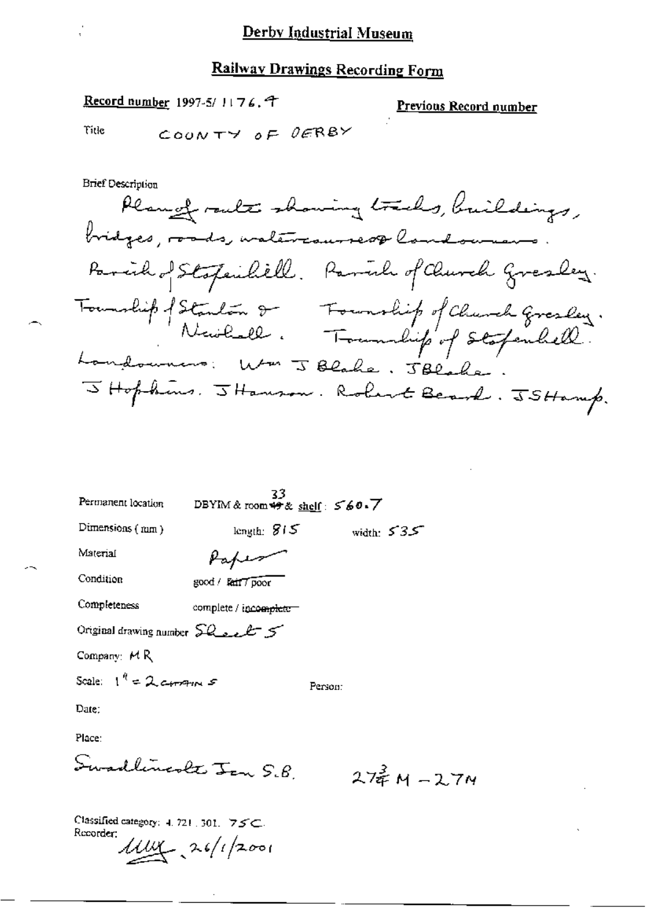# Derby Industrial Museum

## Railway Drawings Recording Form

**Record number** 1997-5/ 1176.9

**Previous Record number**

Title COUNTY OF DERBY

Brief Description

Plan of route showing tracks, buildings, bridges, roads, watercourses & landowners. Parish of Stapenhill. Parish of Church Gresley. Township of Stanton & Newhall. Township of Church Gresley. Township of Stapenhill. Landowners: Wm J Blake. J Blake. J Hopkins. J Hanson. Robert Beard. J S Hamp.

Permanent location DBYIM & room 33 & shelf: 560.7

Dimensions (mm) length: 815 width: 535

Material Paper

Condition good / ~~fair / poor~~

Completeness complete / ~~incomplete~~

Original drawing number Sheet 5

Company: M R

Scale: 1" = 2 chains

Person:

Date:

Place:

Swadlincote Jcn S.B. 27¾ M - 27M

Classified category: 4.721.301. 75C.

Recorder: MW 26/1/2001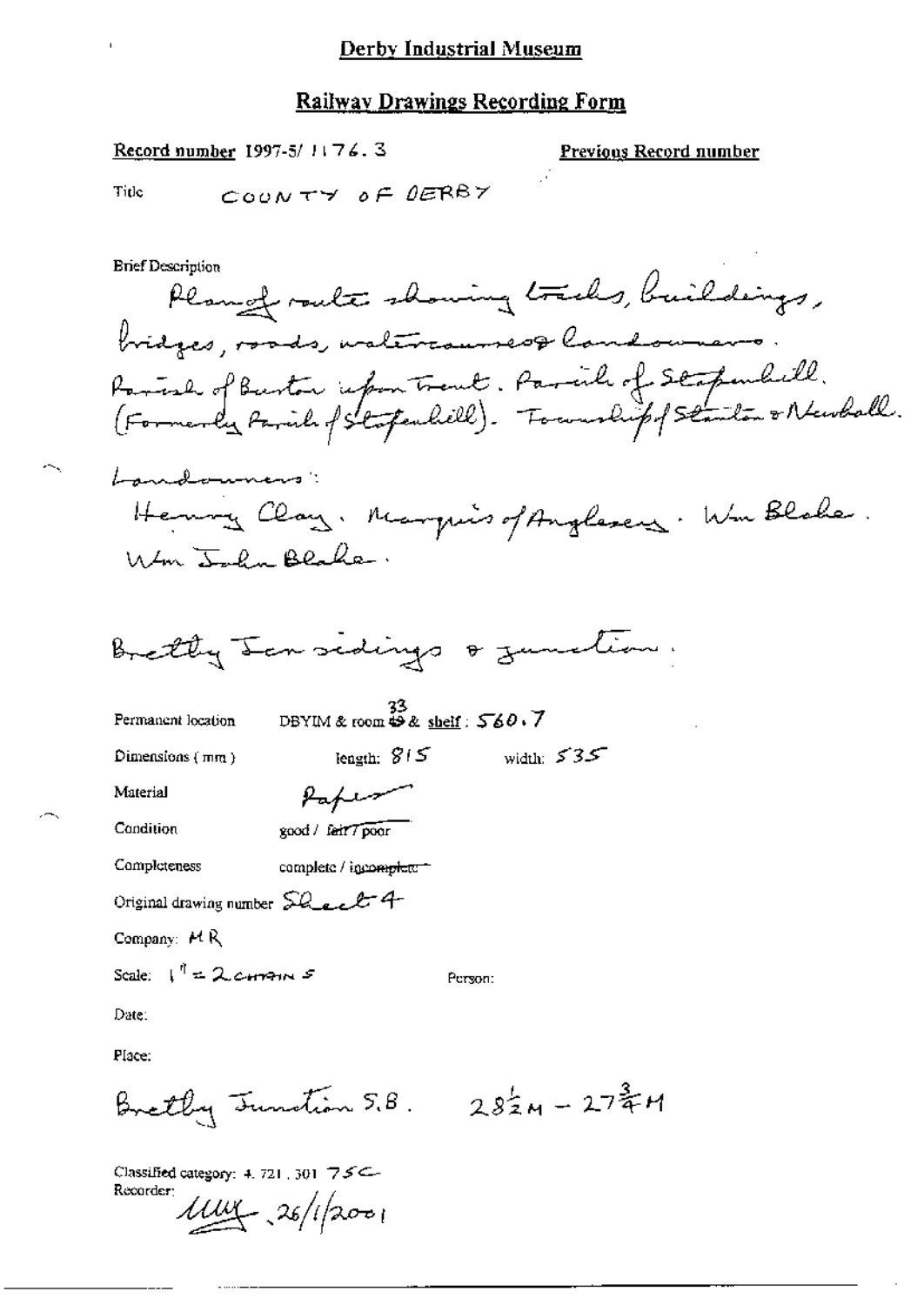# Derby Industrial Museum

## Railway Drawings Recording Form

**Record number** 1997-5/1176.3

**Previous Record number**

Title COUNTY OF DERBY

Brief Description

Plan of route showing tracks, buildings, bridges, roads, watercourses & landowners. Parish of Burton upon Trent. Parish of Stapenhill. (Formerly Parish of Stapenhill). Township of Stanton & Newhall.

Landowners:

Henry Clay. Marquis of Anglesey. Wm Blake. Wm John Blake.

Bretby Jcn sidings & junction.

Permanent location DBYIM & room 33 & shelf: 560.7

Dimensions (mm) length: 815 width: 535

Material Paper

Condition good / ~~fair~~ / poor

Completeness complete / ~~incomplete~~

Original drawing number Sheet 4

Company: MR

Scale: 1" = 2 chains

Person:

Date:

Place:

Bretby Junction S.B. $28\frac{1}{2}$M – $27\frac{3}{4}$M

Classified category: 4.721.301 75C

Recorder: MW 26/1/2001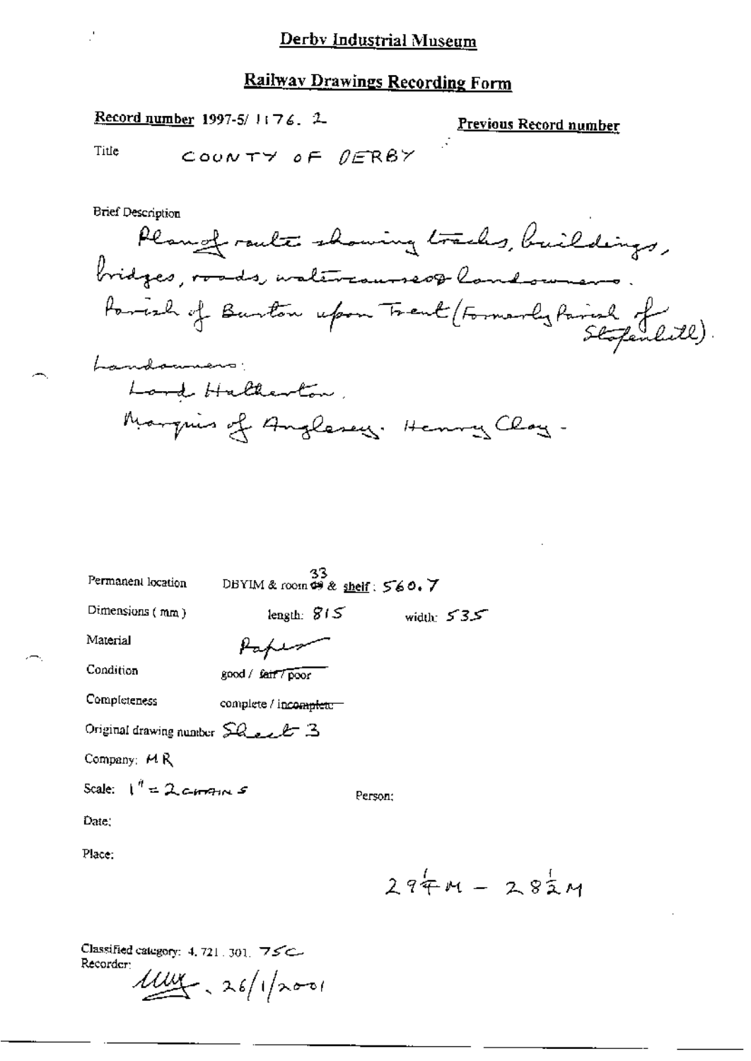# Derby Industrial Museum

## Railway Drawings Recording Form

**Record number** 1997-5/ 1176. 2

**Previous Record number**

Title COUNTY OF DERBY

Brief Description

Plan of route showing tracks, buildings, bridges, roads, watercourses & landowners. Parish of Burton upon Trent (Formerly Parish of Stapenhill).

Landowners:
Lord Hatherton,
Marquis of Anglesey. Henry Clay.

Permanent location DBYIM & room 33 & shelf: 560.7

Dimensions (mm) length: 815 width: 535

Material Paper

Condition good / ~~fair / poor~~

Completeness complete / ~~incomplete~~

Original drawing number Sheet 3

Company: MR

Scale: 1" = 2 chains

Person:

Date:

Place:

29¼M – 28½M

Classified category: 4. 721. 301. 75C
Recorder: [signature] 26/1/2001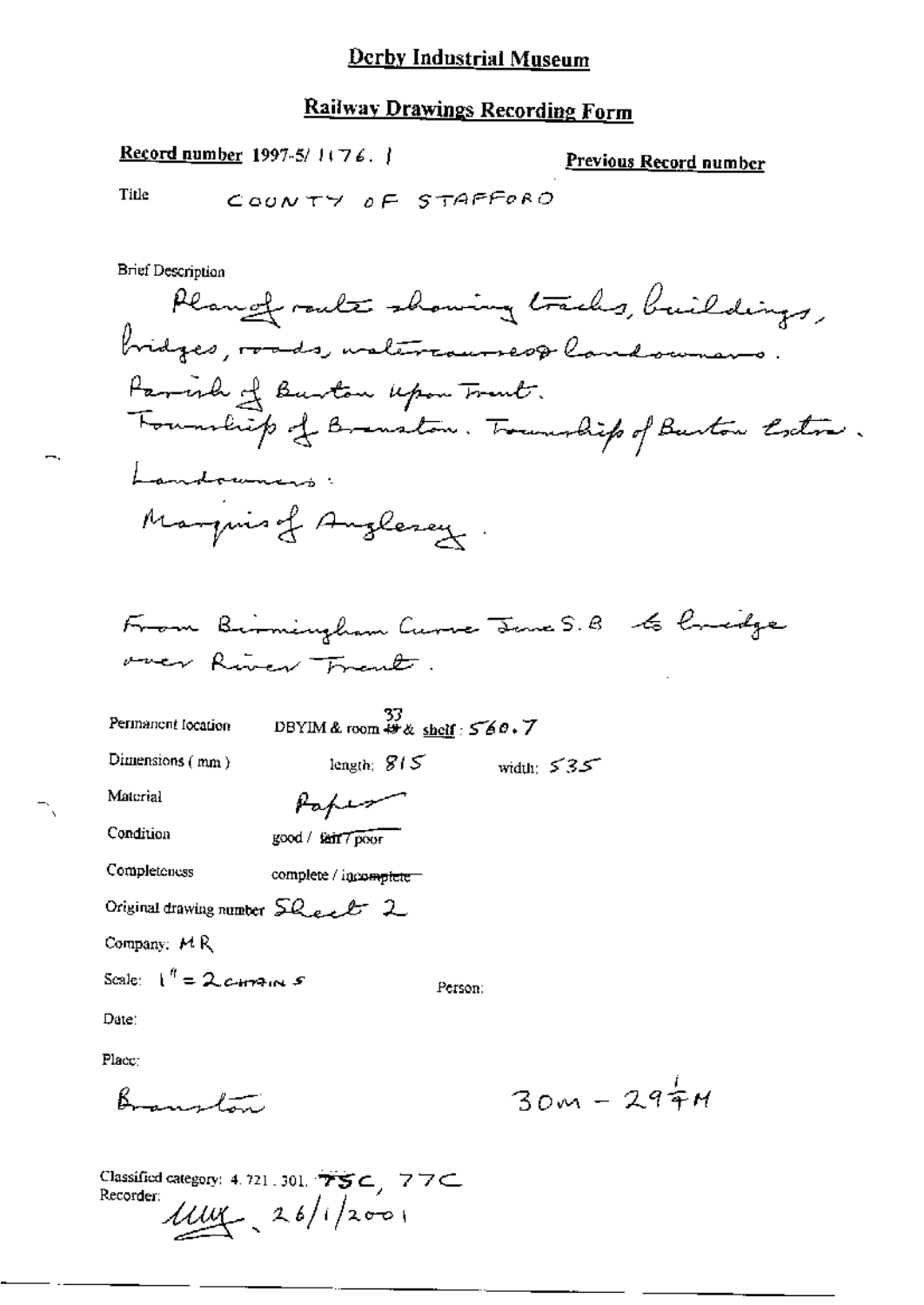# Derby Industrial Museum

## Railway Drawings Recording Form

**Record number** 1997-5/ 1176. 1

**Previous Record number**

Title COUNTY OF STAFFORD

Brief Description

Plan of route showing tracks, buildings, bridges, roads, watercourses & landowners.
Parish of Burton upon Trent.
Township of Branston. Township of Burton Extra.
Landowners:
Marquis of Anglesey.

From Birmingham Curve Junc S.B to bridge over River Trent.

Permanent location DBYIM & room 33 & shelf: 560.7

Dimensions (mm) length: 815 width: 535

Material Paper

Condition good / ~~fair~~ / poor

Completeness complete / ~~incomplete~~

Original drawing number Sheet 2

Company: M R

Scale: 1" = 2 CHAINS

Person:

Date:

Place:

Branston

30m – 29¼M

Classified category: 4.721.301. 75C, 77C

Recorder: [signature] 26/1/2001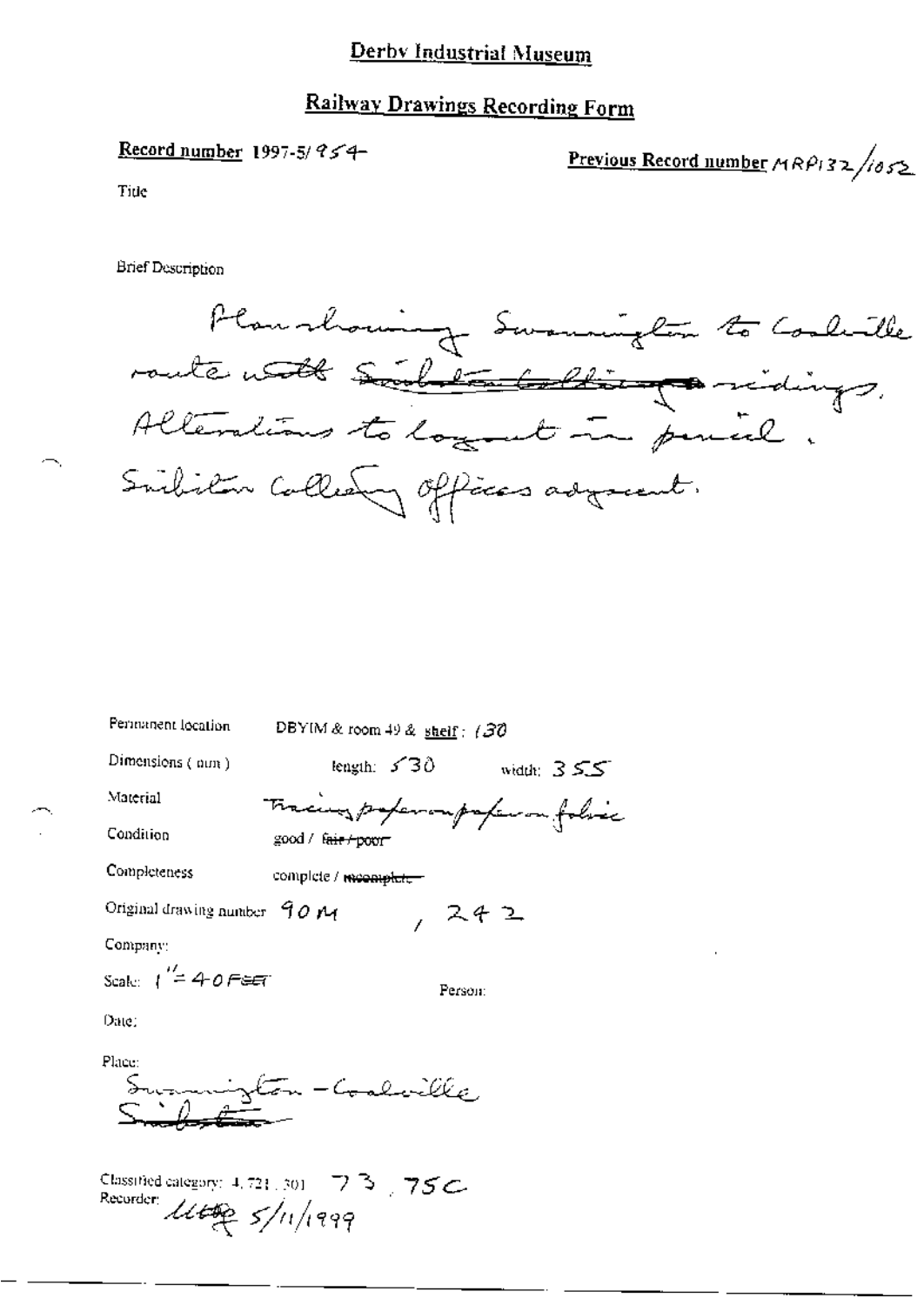# Derby Industrial Museum

## Railway Drawings Recording Form

**Record number** 1997-5/954

**Previous Record number** MRP132/1052

Title

Brief Description

Plan showing Swannington to Coalville route with ~~Snibston Colliery~~ sidings. Alterations to layout in pencil. Snibston Colliery Offices adjacent.

Permanent location DBYIM & room 49 & shelf : 130

Dimensions ( mm ) length: 530 width: 355

Material Tracing paper on paper on fabric

Condition good / ~~fair / poor~~

Completeness complete / ~~incomplete~~

Original drawing number 90 M , 242

Company:

Scale: 1" = 40 FEET

Person:

Date:

Place:
Swannington - Coalville
~~Snibston~~

Classified category: 4.721.301 73, 75C

Recorder: [signature] 5/11/1999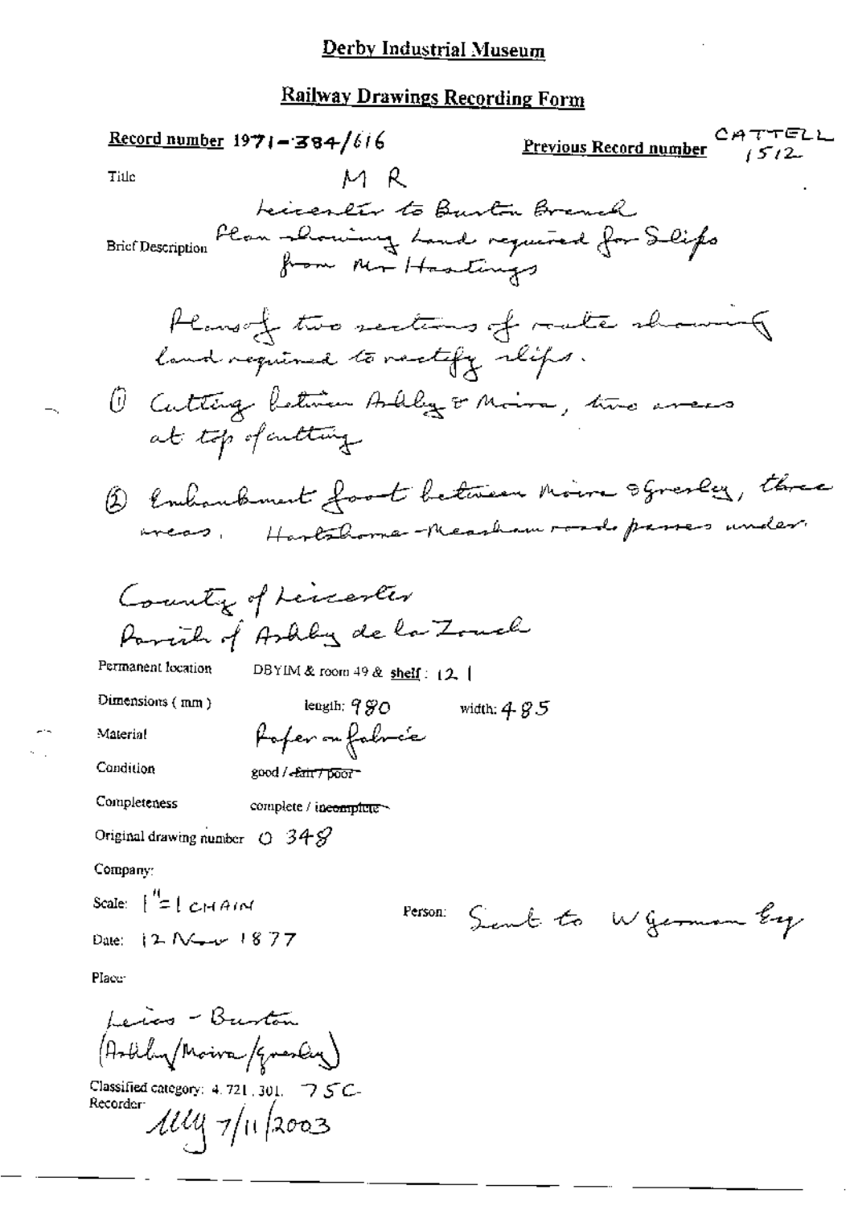# Derby Industrial Museum

## Railway Drawings Recording Form

**Record number** 1971-384/616

**Previous Record number** CATTELL 1512

Title: M R

Brief Description: Leicester to Burton Branch
Plan showing Land required for Slips from Mr Hastings

Plans of two sections of route showing land required to rectify slips.

(1) Cutting between Ashby & Moira, two areas at top of cutting

(2) Embankment foot between Moira & Gresley, three areas. Hartshorne-Measham road passes under.

County of Leicester
Parish of Ashby de la Zouch

Permanent location: DBYIM & room 49 & **shelf**: 12 1

Dimensions (mm): length: 980 width: 485

Material: Paper on fabric

Condition: good / ~~fair / poor~~

Completeness: complete / ~~incomplete~~

Original drawing number: O 348

Company:

Scale: 1" = 1 CHAIN

Person: Sent to W German Esq

Date: 12 Nov 1877

Place:

Leics - Burton
(Ashby/Moira/Gresley)

Classified category: 4. 721. 301. 75C

Recorder: MW 7/11/2003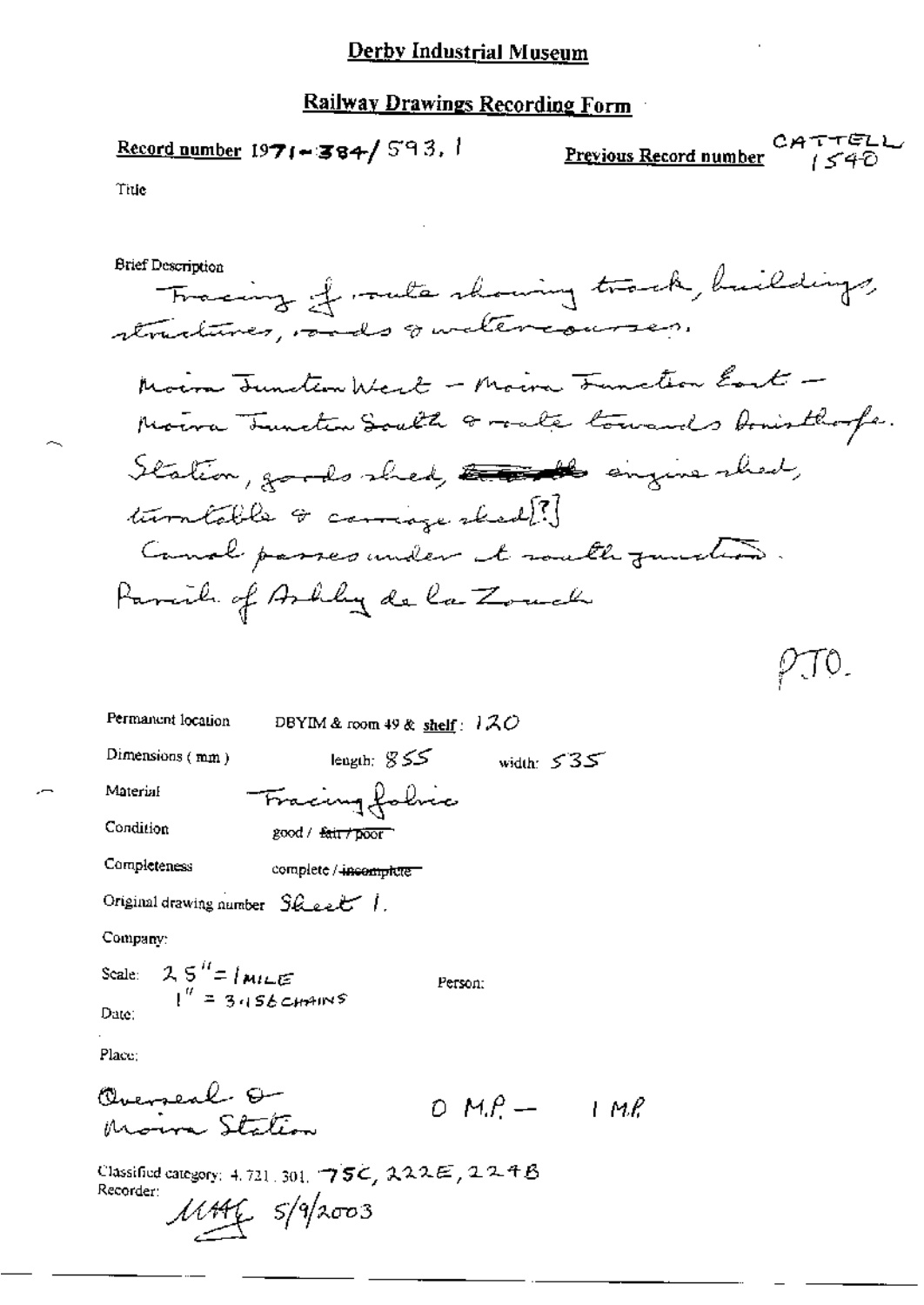# Derby Industrial Museum

## Railway Drawings Recording Form

**Record number** 1971-384/593.1

**Previous Record number** CATTELL 1540

Title

Brief Description

Tracing of route showing track, buildings, structures, roads & watercourses.

Moira Junction West – Moira Junction East – Moira Junction South & route towards Donisthorpe.

Station, goods shed, ~~\_\_\_~~ engine shed, turntable & carriage shed[?]

Canal passes under at south junction.

Parish of Ashby de la Zouch

PTO.

Permanent location DBYIM & room 49 & **shelf**: 120

Dimensions (mm) length: 855 width: 535

Material Tracing fabric

Condition good / ~~fair / poor~~

Completeness complete / ~~incomplete~~

Original drawing number Sheet 1.

Company:

Scale: 2.5" = 1 MILE
1" = 31.56 CHAINS

Person:

Date:

Place:

Overseal & Moira Station

0 M.P. – 1 M.P.

Classified category: 4.721.301. 75C, 222E, 224B

Recorder: MHG 5/9/2003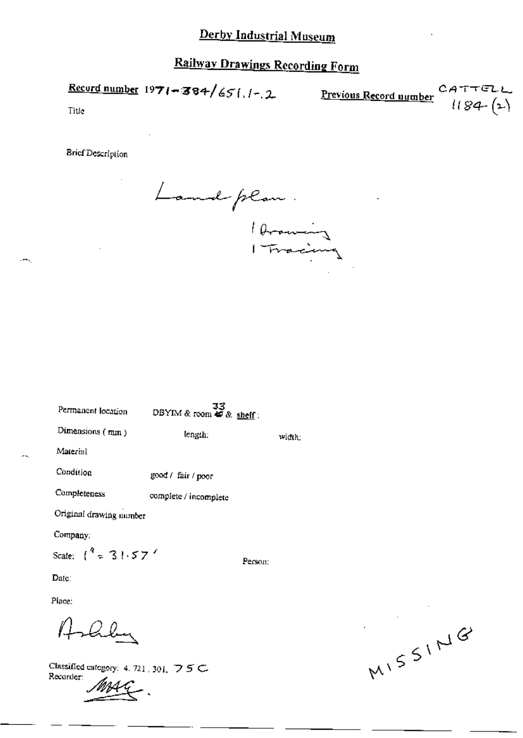# Derby Industrial Museum

## Railway Drawings Recording Form

**Record number** 1971-384/651.1-.2

**Previous Record number** CATTELL 1184 (2)

Title

Brief Description

Land plan.

1 Drawing
1 Tracing

Permanent location: DBYIM & room 33 & shelf:

Dimensions (mm): length: width:

Material

Condition: good / fair / poor

Completeness: complete / incomplete

Original drawing number

Company:

Scale: 1" = 31.57'

Person:

Date:

Place:

Ashby

Classified category: 4.721.301. 75C

Recorder: MAG.

MISSING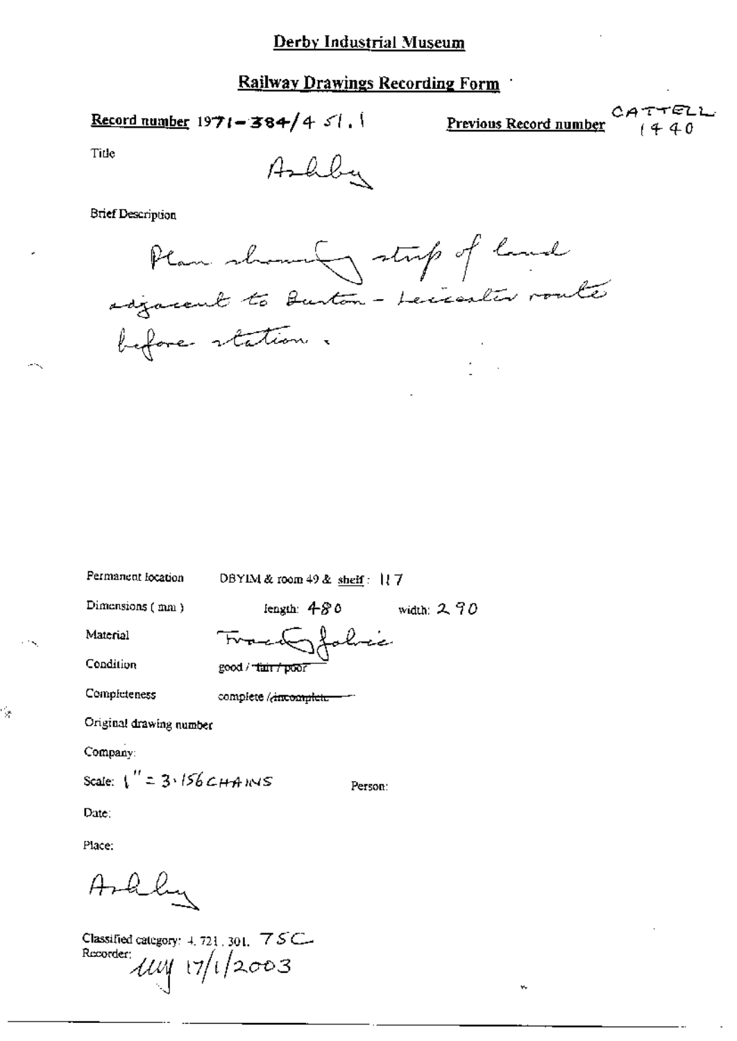# Derby Industrial Museum

## Railway Drawings Recording Form

**Record number** 1971-384/4 51.1

**Previous Record number** CATTELL 1440

Title

Ashby

Brief Description

Plan showing strip of land adjacent to Burton - Leicester route before station.

Permanent location DBYIM & room 49 & shelf: 117

Dimensions (mm) length: 480 width: 290

Material Traced fabric

Condition good / ~~fair / poor~~

Completeness complete / ~~incomplete~~

Original drawing number

Company:

Scale: 1" = 3.156 CHAINS

Person:

Date:

Place:

Ashby

Classified category: 4.721.301. 75C

Recorder: MM 17/1/2003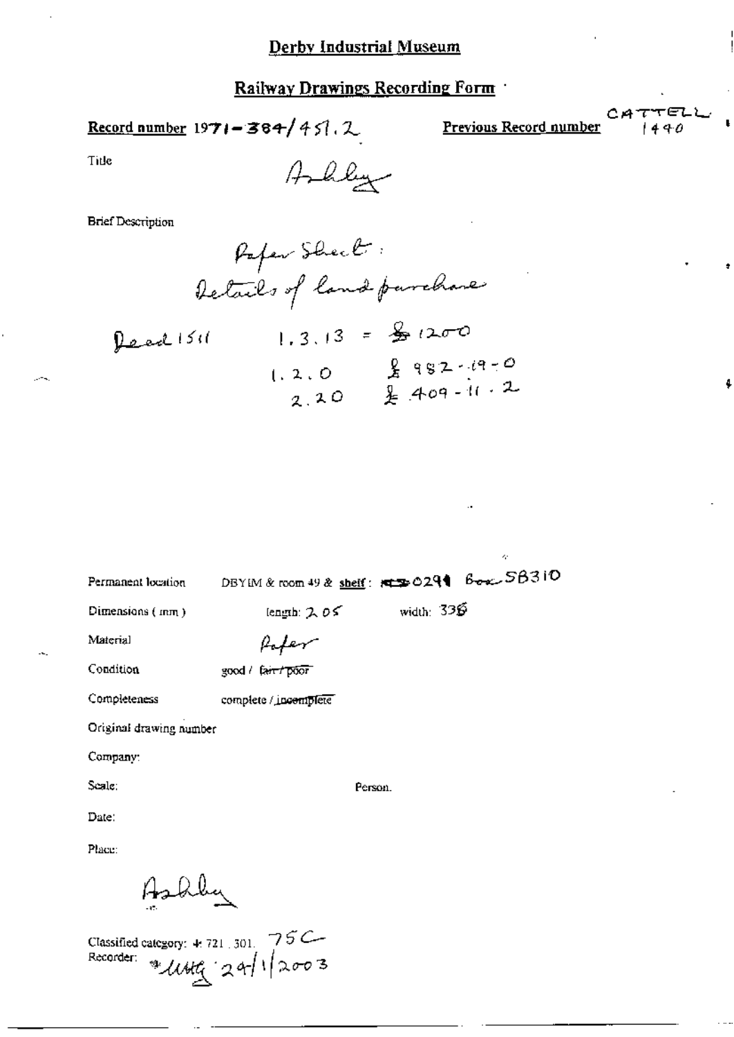# Derby Industrial Museum

## Railway Drawings Recording Form

**Record number** 1971-384/451.2

**Previous Record number** CATTELL 1490

Title

Ashby

Brief Description

Paper Sheet:
Details of land purchase

Deed 1511 1.3.13 = £1200
1.2.0 £982-19-0
2.20 £409-11-2

Permanent location DBYIM & room 49 & shelf: ~~0299~~ Box SB310

Dimensions (mm) length: 205 width: 336

Material Paper

Condition good / ~~fair / poor~~

Completeness complete / ~~incomplete~~

Original drawing number

Company:

Scale: Person.

Date:

Place:

Ashby

Classified category: 4.721.301. 75C

Recorder: ung 24/1/2003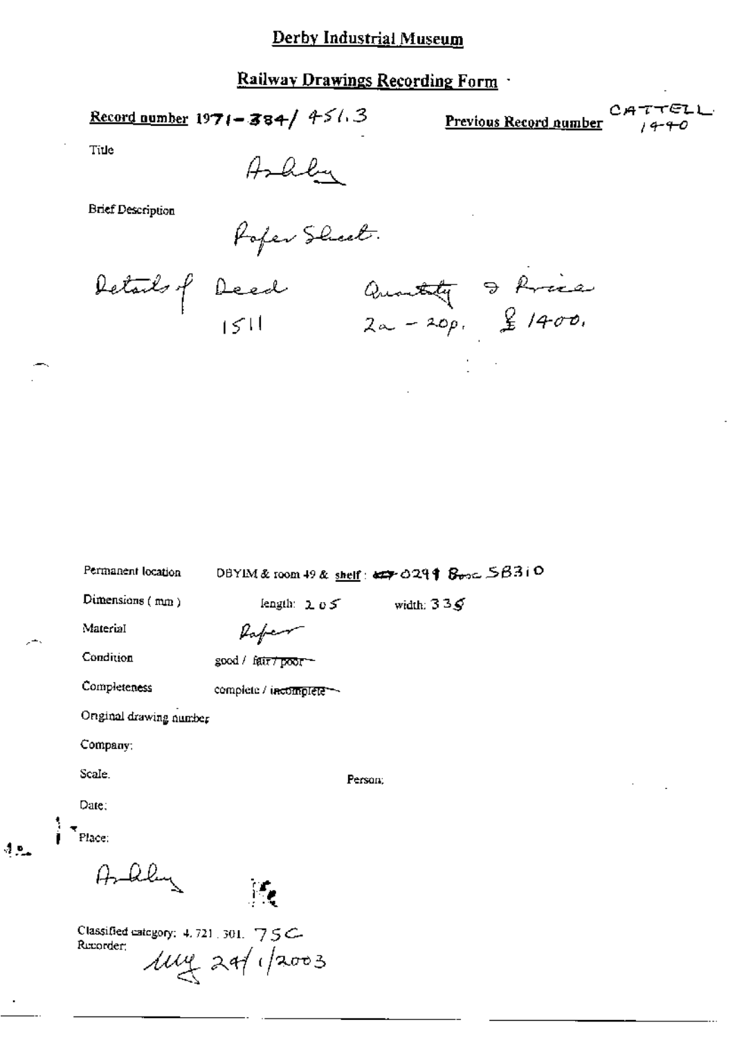# Derby Industrial Museum

## Railway Drawings Recording Form

**Record number** 1971-384/ 451.3

**Previous Record number** CATTELL 1440

Title

Ashby

Brief Description

Paper Sheet.

Details of Deed 1511

Quantity & Price 2a - 20p. £ 1400.

Permanent location DBYIM & room 49 & shelf: 0291 Box 5B310

Dimensions (mm) length: 205 width: 335

Material Paper

Condition good / ~~fair / poor~~

Completeness complete / ~~incomplete~~

Original drawing number

Company:

Scale. Person:

Date:

Place:

Ashby

Classified category: 4. 721. 301. 75C

Recorder: Muy 24/1/2003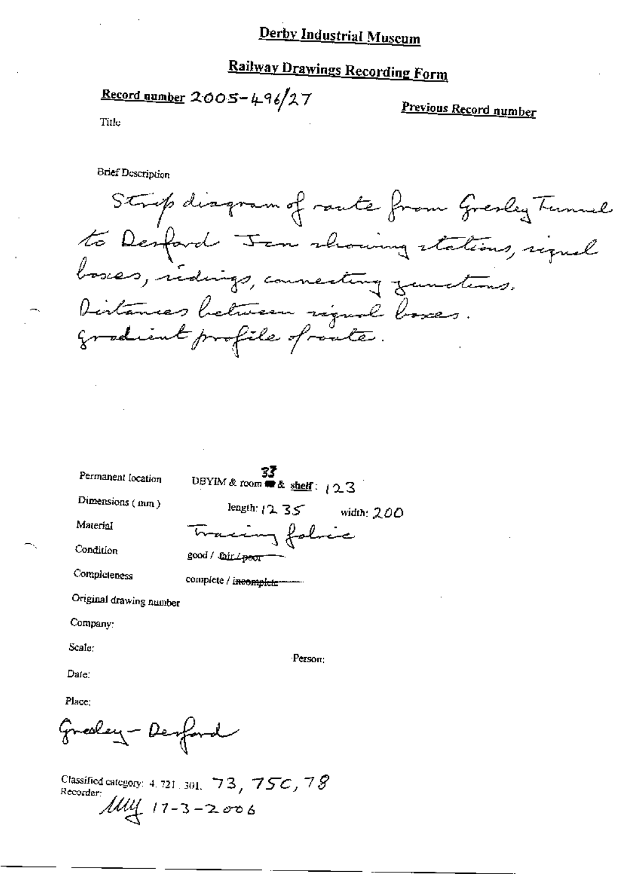# Derby Industrial Museum

## Railway Drawings Recording Form

**Record number** 2005-496/27

**Previous Record number**

Title

Brief Description

Strip diagram of route from Gresley Tunnel to Desford Jcn showing stations, signal boxes, sidings, connecting junctions. Distances between signal boxes. Gradient profile of route.

Permanent location: DBYIM & room 33 & shelf: 123

Dimensions (mm): length: 1235 width: 200

Material: Tracing fabric

Condition: good / ~~fair / poor~~

Completeness: complete / ~~incomplete~~

Original drawing number

Company:

Scale:

Person:

Date:

Place:

Gresley - Desford

Classified category: 4.721.301. 73, 75C, 78

Recorder: MLY 17-3-2006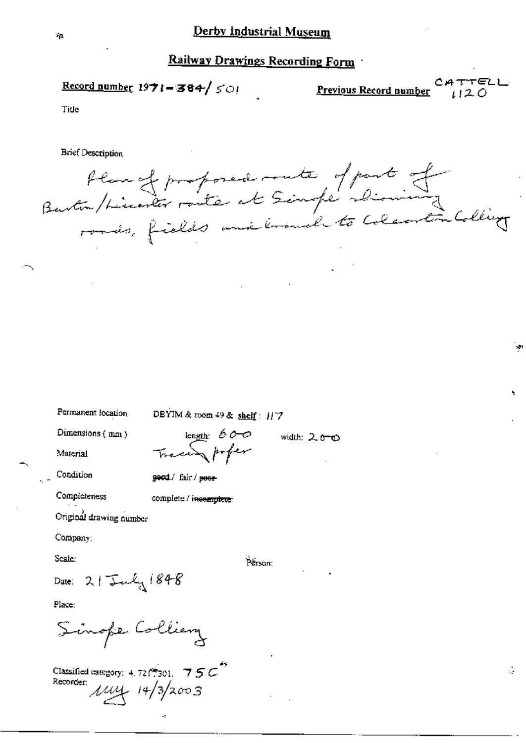# Derby Industrial Museum

## Railway Drawings Recording Form

**Record number** 1971-384/501

**Previous Record number** CATTELL 1120

Title

Brief Description

Plan of proposed route of part of Burton/Leicester route at Sinope showing roads, fields and branch to Coleorton Colliery

Permanent location DBYIM & room 49 & shelf: 117

Dimensions (mm) length: 600 width: 200

Material Tracing paper

Condition good / fair / ~~poor~~

Completeness complete / ~~incomplete~~

Original drawing number

Company:

Scale:

Person:

Date: 21 July 1848

Place:

Sinope Colliery

Classified category: 4. 721.301. 75C

Recorder: 14/3/2003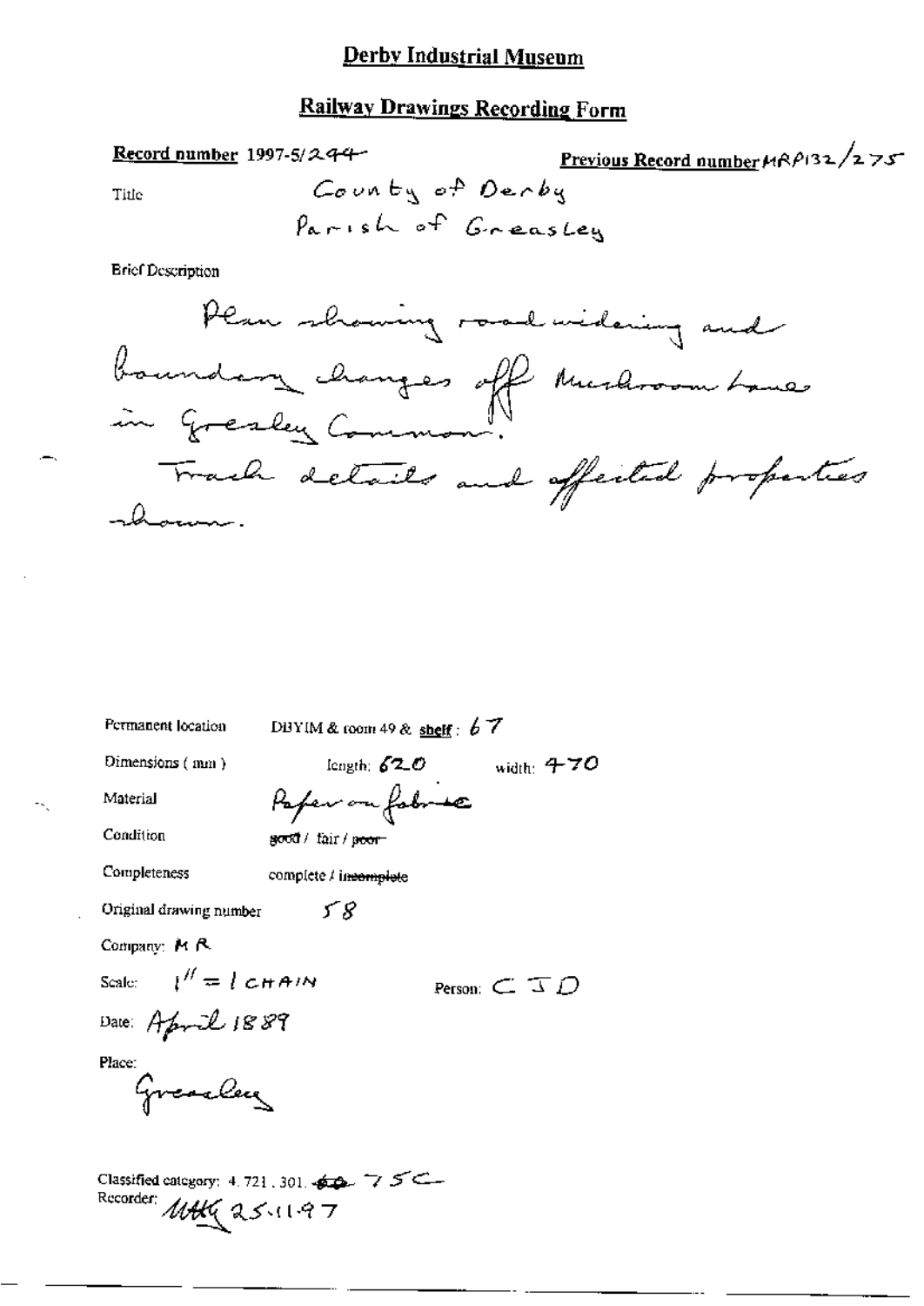# Derby Industrial Museum

## Railway Drawings Recording Form

**Record number** 1997-5/244

**Previous Record number** MRP132/275

Title

County of Derby
Parish of Greasley

Brief Description

Plan showing road widening and boundary changes off Mushroom Lane in Gresley Common.
Track details and affected properties shown.

Permanent location DBYIM & room 49 & **shelf**: 67

Dimensions (mm) length: 620 width: 470

Material Paper on fabric

Condition ~~good~~ / fair / ~~poor~~

Completeness complete / ~~incomplete~~

Original drawing number 58

Company: M R

Scale: 1" = 1 CHAIN

Person: C J D

Date: April 1889

Place:
Greasley

Classified category: 4.721.301. ~~60~~ 75C

Recorder: MHG 25.11.97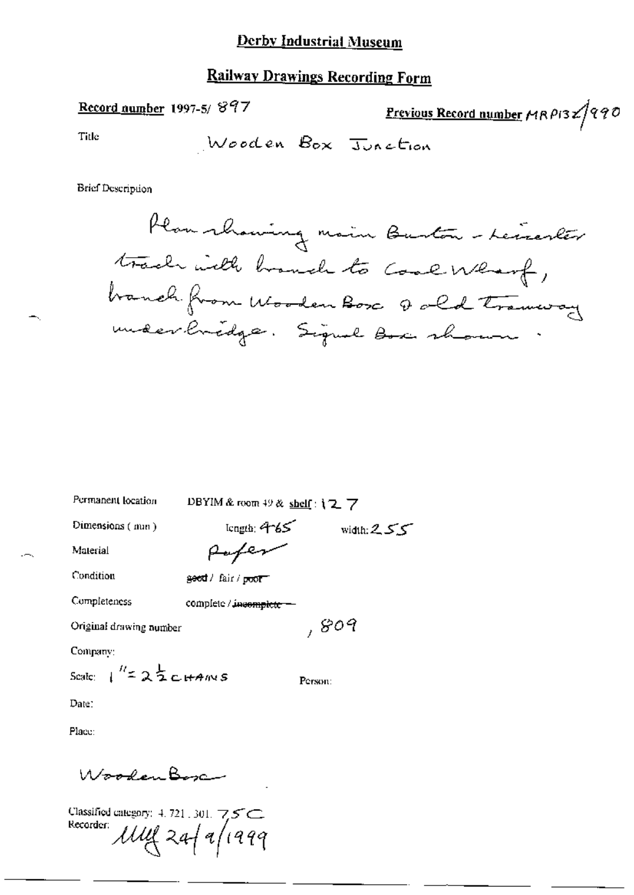# Derby Industrial Museum

## Railway Drawings Recording Form

**Record number** 1997-5/ 897

**Previous Record number** MRP132/990

Title: Wooden Box Junction

Brief Description

Plan showing main Burton - Leicester track with branch to Coal Wharf, branch from Wooden Box & old tramway underbridge. Signal Box shown.

Permanent location: DBYIM & room 49 & shelf: 127

Dimensions (mm): length: 465 width: 255

Material: Paper

Condition: ~~good~~ / fair / ~~poor~~

Completeness: complete / ~~incomplete~~

Original drawing number: , 809

Company:

Scale: 1" = 2½ CHAINS

Person:

Date:

Place:

Wooden Box

Classified category: 4.721.301.75C

Recorder: MLY 24/9/1999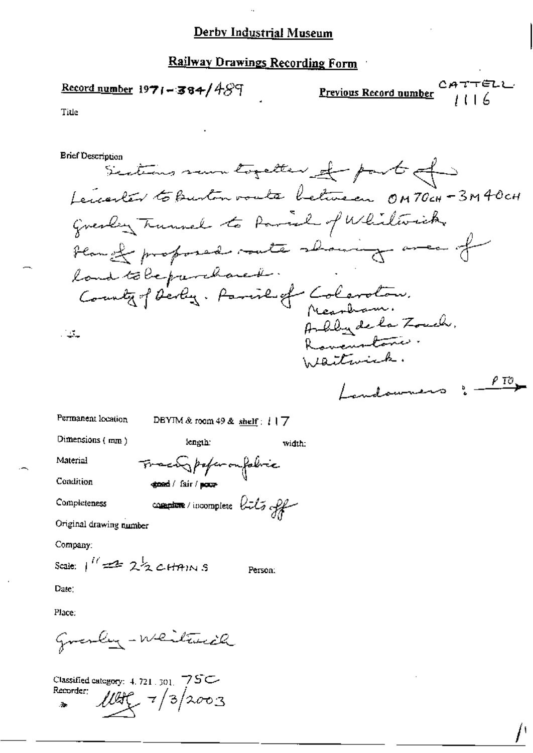# Derby Industrial Museum

## Railway Drawings Recording Form

**Record number** 1971-384/489

**Previous Record number** CATTELL 1116

Title

Brief Description

Sections sewn together of part of Leicester to Burton route between 0M 70CH - 3M 40CH Gresley Tunnel to Parish of Whitwick. Plan of proposed route showing area of land to be purchased.
County of Derby. Parish of Coleorton.
Measham.
Ashby de la Zouch.
Ravenstone.
Whitwick.

Landowners : P TO →

Permanent location: DBYIM & room 49 & shelf: 117

Dimensions (mm) length: width:

Material: Tracing paper on fabric

Condition: ~~good~~ / fair / ~~poor~~

Completeness: ~~complete~~ / incomplete bits off

Original drawing number

Company:

Scale: 1" = 2½ CHAINS    Person:

Date:

Place:

Gresley - Whitwick

Classified category: 4.721.301. 75C

Recorder: [signature] 7/3/2003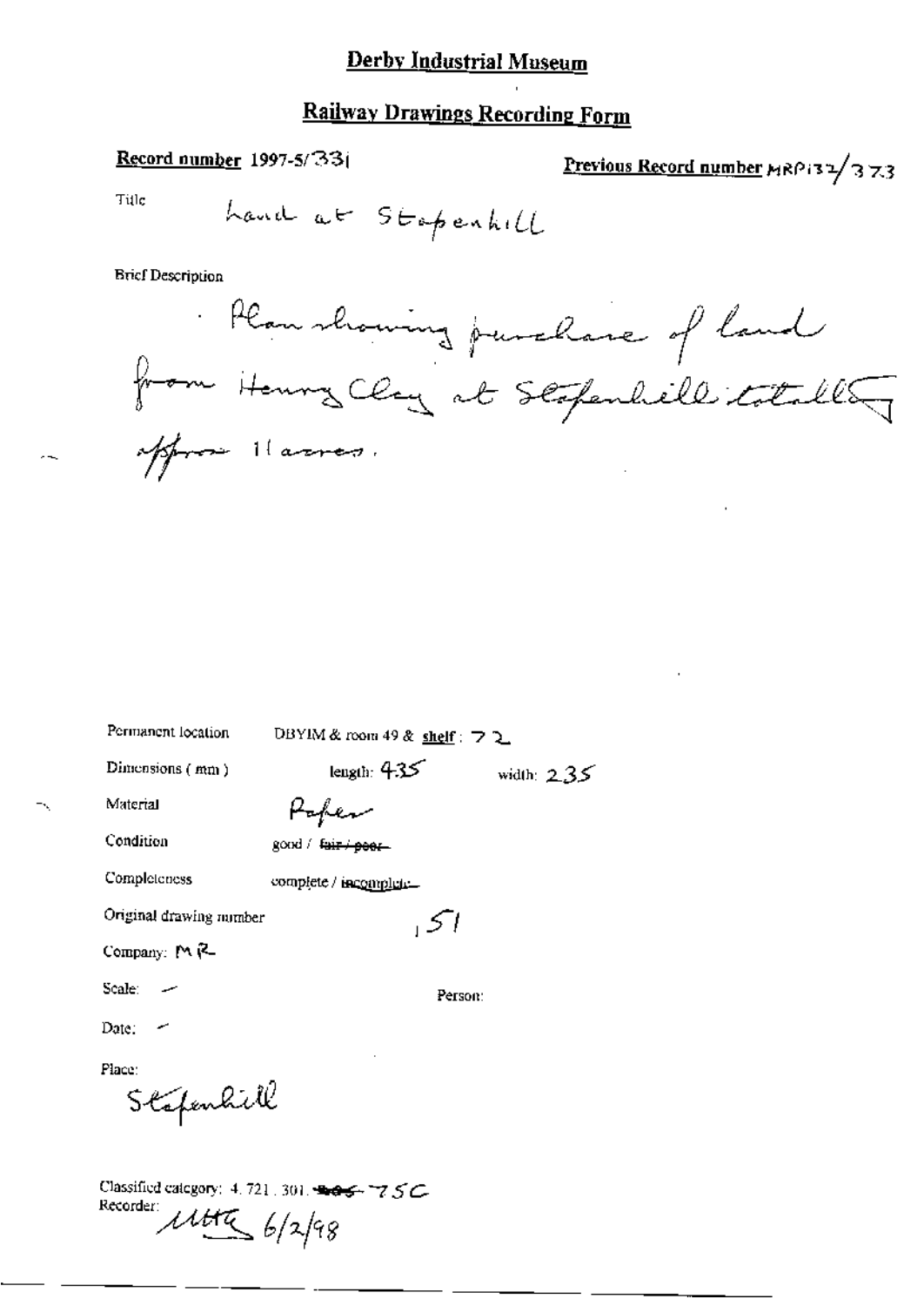# Derby Industrial Museum

## Railway Drawings Recording Form

**Record number** 1997-5/331

**Previous Record number** MRP132/373

Title: Land at Stapenhill

Brief Description

Plan showing purchase of land from Henry Clay at Stapenhill totalling approx 11 acres.

Permanent location: DBYIM & room 49 & **shelf**: 72

Dimensions (mm): length: 435 width: 235

Material: Paper

Condition: good / ~~fair / poor~~

Completeness: complete / ~~incomplete~~

Original drawing number: 151

Company: MR

Scale: -

Person:

Date: -

Place: Stapenhill

Classified category: 4.721.301. ~~805~~ 75C

Recorder: MHG 6/2/98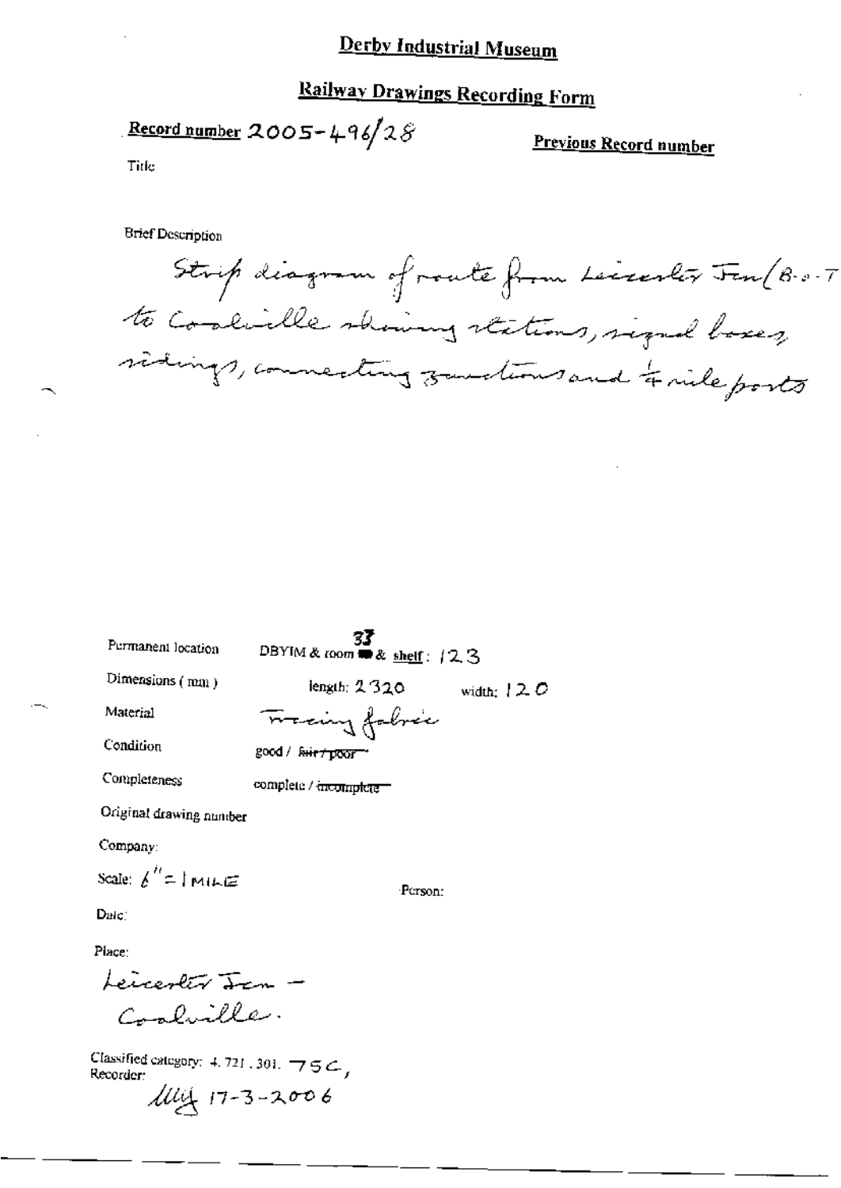# Derby Industrial Museum

## Railway Drawings Recording Form

**Record number** 2005-496/28

**Previous Record number**

Title

Brief Description

Strip diagram of route from Leicester Jcn (B.o.T) to Coalville showing stations, signal boxes, sidings, connecting junctions and ¼ mile posts

Permanent location: DBYIM & room 33 & shelf: 123

Dimensions (mm): length: 2320 width: 120

Material: Tracing fabric

Condition: good / ~~fair / poor~~

Completeness: complete / ~~incomplete~~

Original drawing number

Company:

Scale: 6" = 1 MILE

Person:

Date:

Place:

Leicester Jcn – Coalville.

Classified category: 4.721.301. 75C,

Recorder:

MJJ 17-3-2006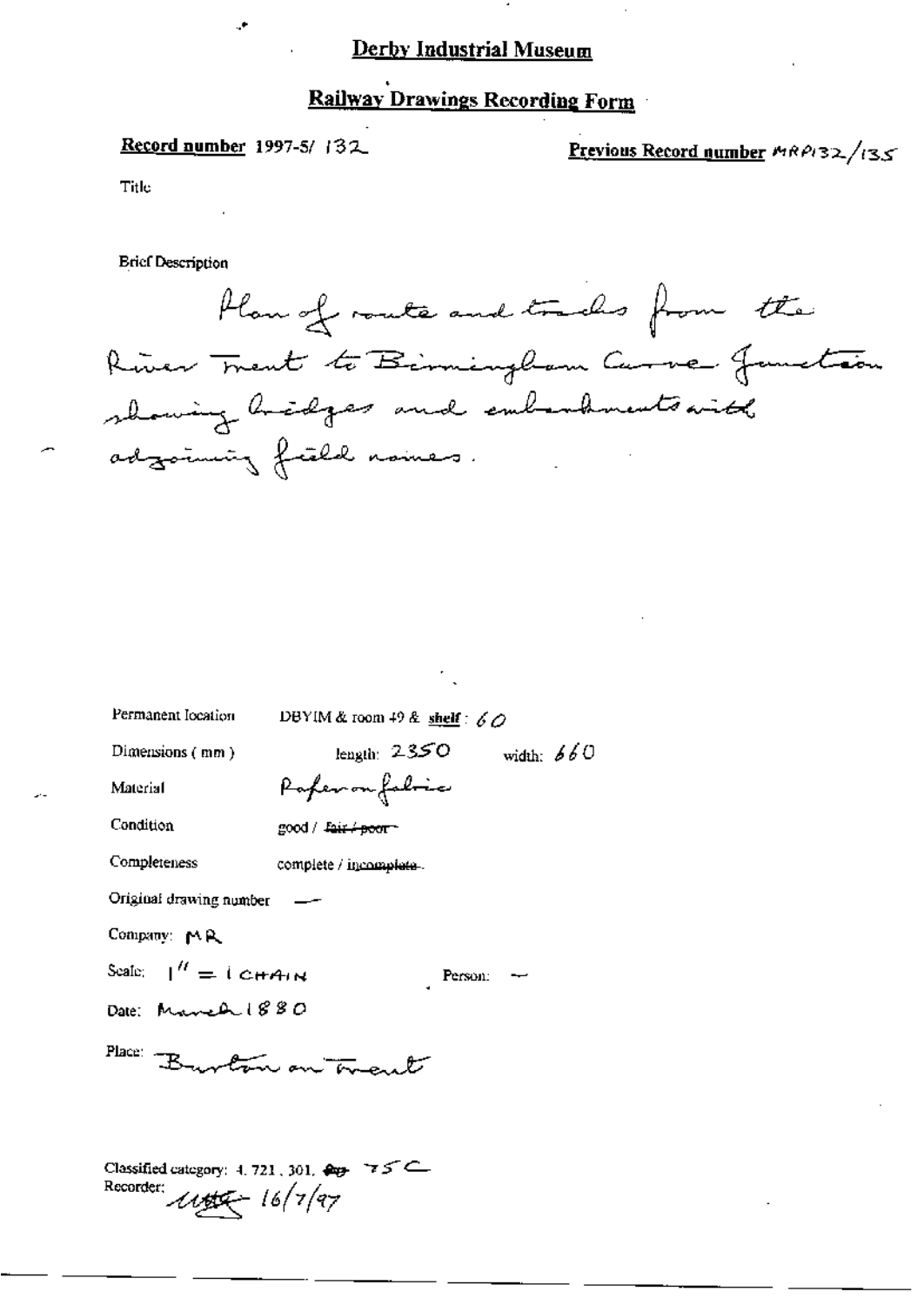# Derby Industrial Museum

## Railway Drawings Recording Form

**Record number** 1997-5/ 132

**Previous Record number** MRP132/135

Title

Brief Description

Plan of route and tracks from the River Trent to Birmingham Curve Junction showing bridges and embankments with adjoining field names.

Permanent location DBYIM & room 49 & **shelf**: 60

Dimensions (mm) length: 2350 width: 660

Material Paper on fabric

Condition good / ~~fair / poor~~

Completeness complete / ~~incomplete~~

Original drawing number —

Company: MR

Scale: 1" = 1 CHAIN Person: —

Date: March 1880

Place: Burton on Trent

Classified category: 4. 721. 301. ~~Bg~~ 75C

Recorder: ~~UW~~ 16/7/97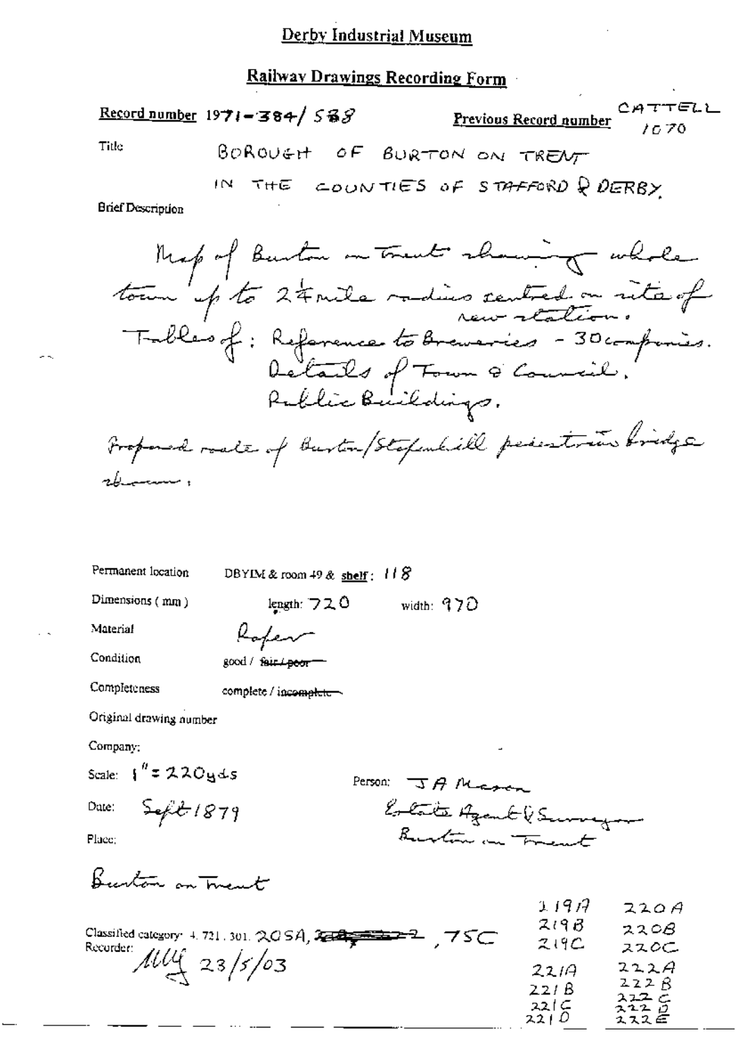# Derby Industrial Museum

## Railway Drawings Recording Form

**Record number** 1971-384/588

**Previous Record number** CATTELL 1070

Title

BOROUGH OF BURTON ON TRENT IN THE COUNTIES OF STAFFORD & DERBY.

Brief Description

Map of Burton on Trent showing whole town up to 2¼ mile radius centred on site of new station.
Tables of: Reference to Breweries - 30 companies.
Details of Town & Council.
Public Buildings.
Proposed route of Burton/Stapenhill pedestrian bridge shown.

Permanent location DBYIM & room 49 & **shelf**: 118

Dimensions (mm) length: 720 width: 970

Material Paper

Condition good / ~~fair / poor~~

Completeness complete / ~~incomplete~~

Original drawing number

Company:

Scale: 1" = 220yds

Person: J A Mason
Estate Agent & Surveyor
Burton on Trent

Date: Sept 1879

Place:

Burton on Trent

Classified category: 4. 721. 301. 205A, ~~...~~, 75C

219A 220A
219B 220B
219C 220C
221A 222A
221B 222B
221C 222C
221D 222D
222E

Recorder: MLY 23/5/03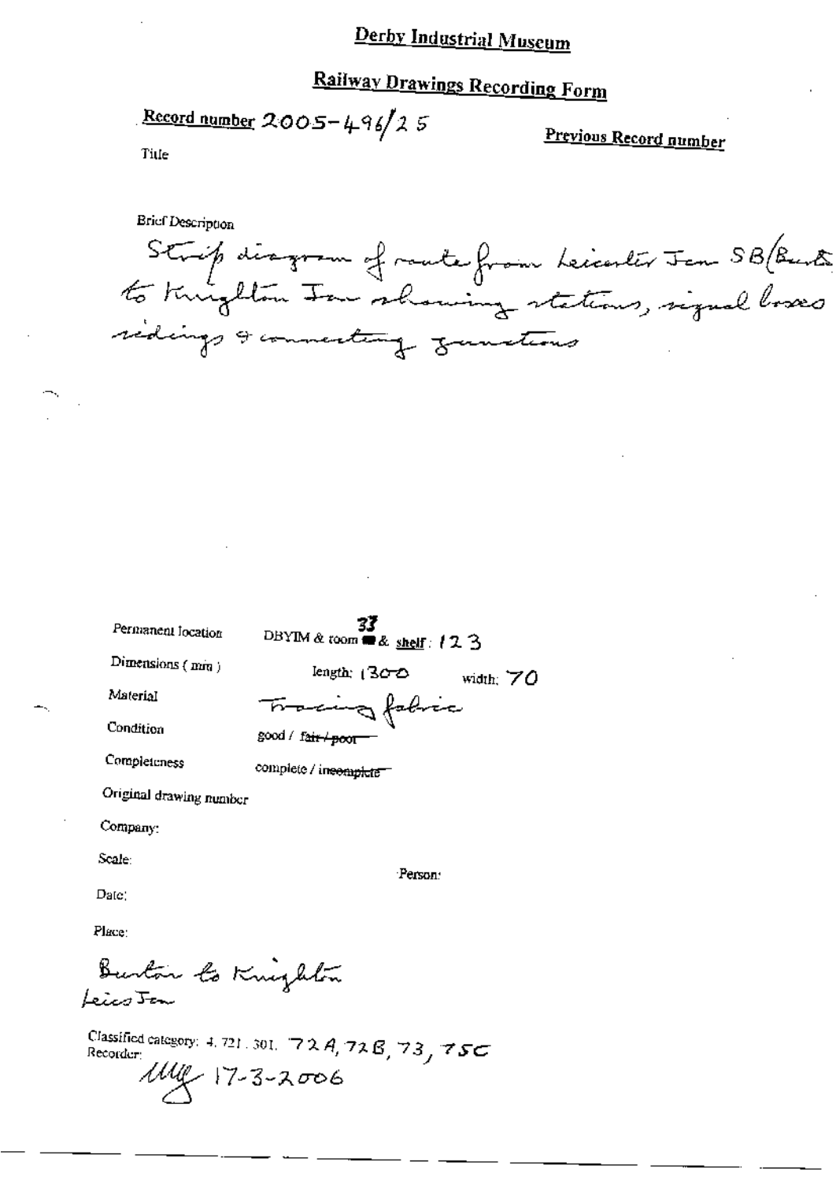# Derby Industrial Museum

## Railway Drawings Recording Form

**Record number** 2005-496/25

**Previous Record number**

Title

Brief Description

Strip diagram of route from Leicester Jcn SB (Burton) to Knighton Jcn showing stations, signal boxes sidings & connecting junctions

Permanent location: DBYIM & room 33 & shelf: 123

Dimensions (mm): length: 1300 width: 70

Material: Tracing fabric

Condition: good / ~~fair / poor~~

Completeness: complete / ~~incomplete~~

Original drawing number

Company:

Scale:

Person:

Date:

Place:

Burton to Knighton
Leics Jcn

Classified category: 4. 721. 301. 72A, 72B, 73, 75C

Recorder:

MU 17-3-2006